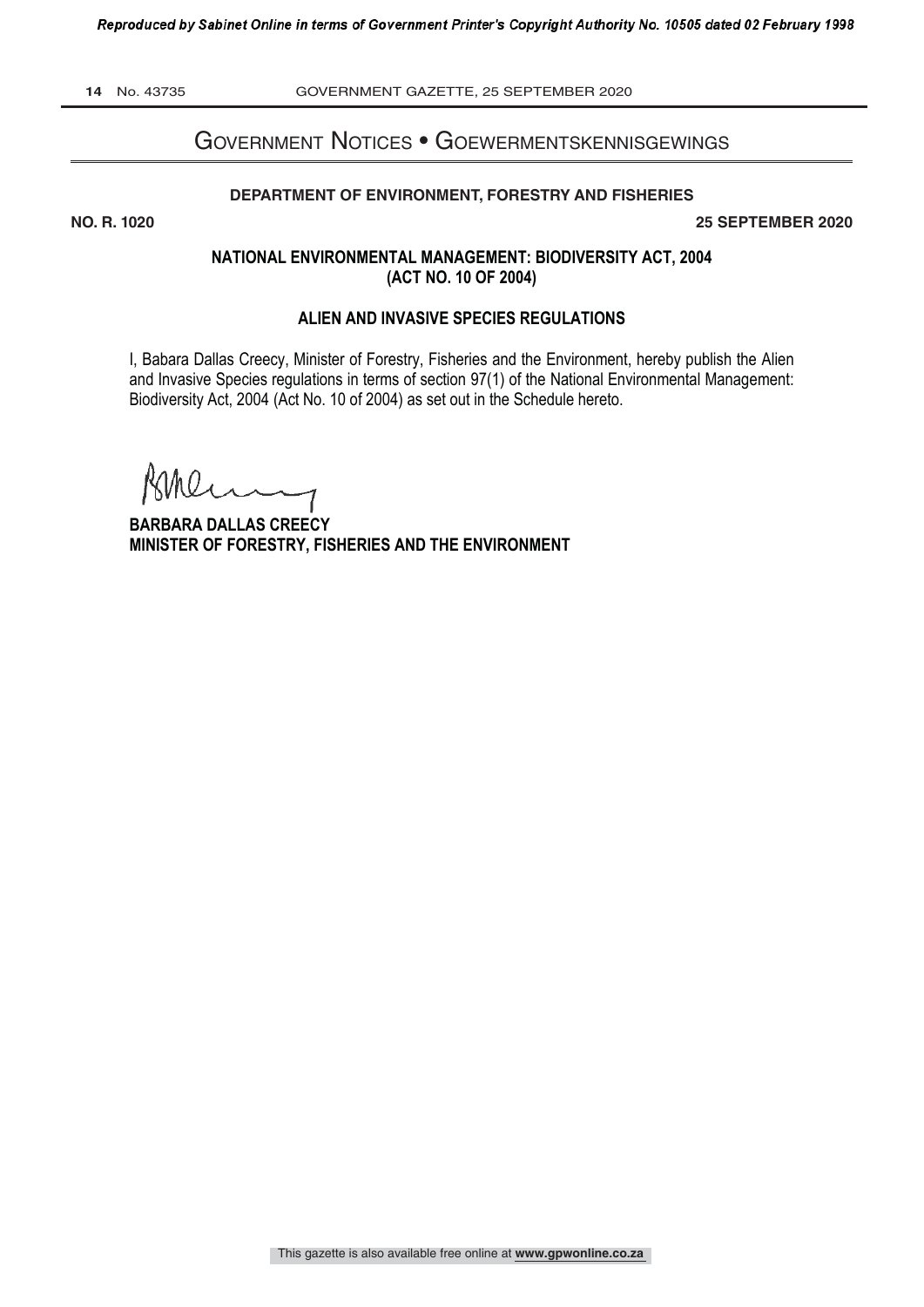# Government Notices • Goewermentskennisgewings

## DEPARTMENT OF ENVIRONMENT, FORESTRY AND FISHERIES

**NO. R. 1020** **25 SEPTEMBER 2020**

### NATIONAL ENVIRONMENTAL MANAGEMENT: BIODIVERSITY ACT, 2004 (ACT NO. 10 OF 2004)

### ALIEN AND INVASIVE SPECIES REGULATIONS

I, Babara Dallas Creecy, Minister of Forestry, Fisheries and the Environment, hereby publish the Alien and Invasive Species regulations in terms of section 97(1) of the National Environmental Management: Biodiversity Act, 2004 (Act No. 10 of 2004) as set out in the Schedule hereto.

**BARBARA DALLAS CREECY**
**MINISTER OF FORESTRY, FISHERIES AND THE ENVIRONMENT**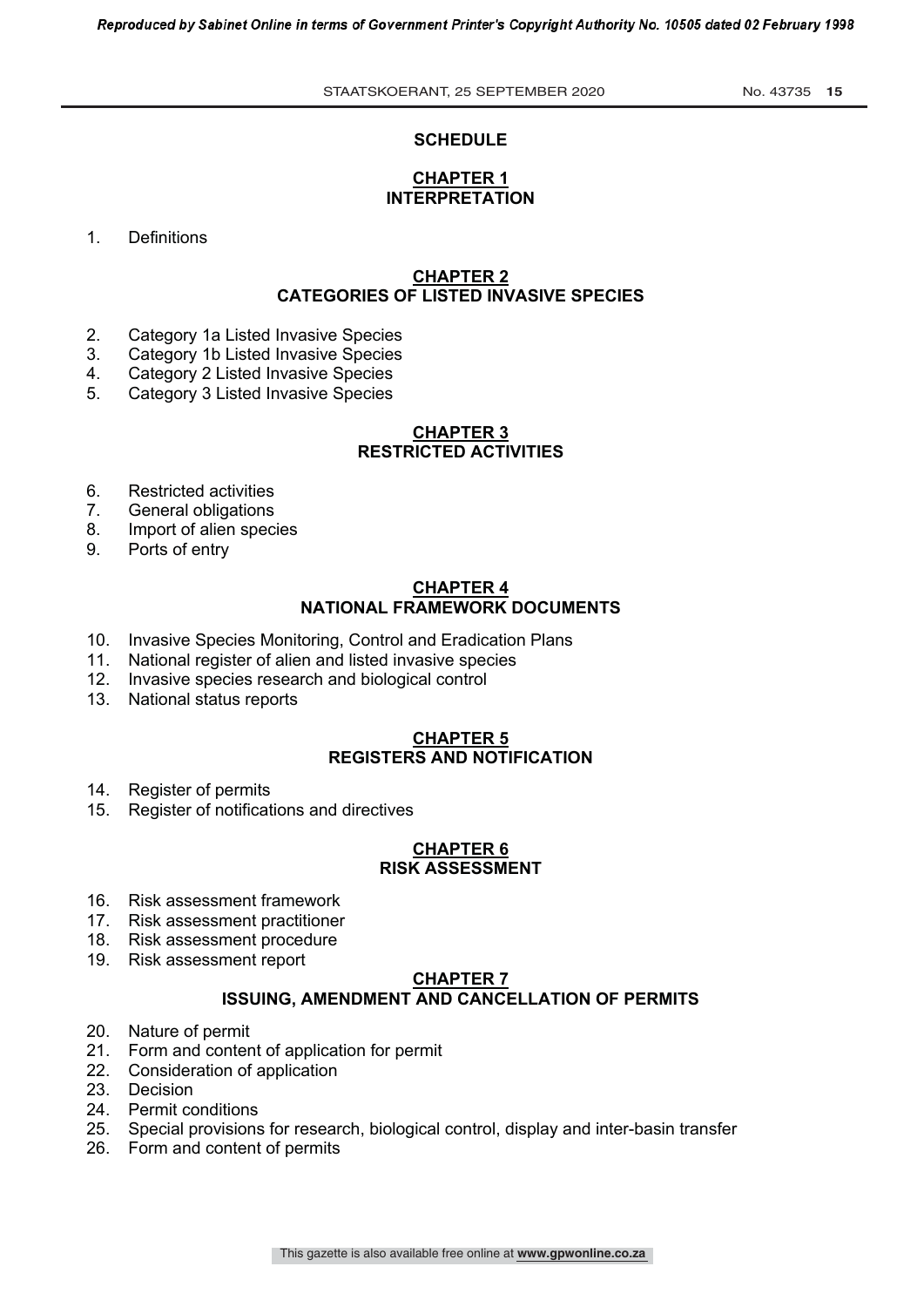# SCHEDULE

## CHAPTER 1
## INTERPRETATION

1. Definitions

## CHAPTER 2
## CATEGORIES OF LISTED INVASIVE SPECIES

2. Category 1a Listed Invasive Species
3. Category 1b Listed Invasive Species
4. Category 2 Listed Invasive Species
5. Category 3 Listed Invasive Species

## CHAPTER 3
## RESTRICTED ACTIVITIES

6. Restricted activities
7. General obligations
8. Import of alien species
9. Ports of entry

## CHAPTER 4
## NATIONAL FRAMEWORK DOCUMENTS

10. Invasive Species Monitoring, Control and Eradication Plans
11. National register of alien and listed invasive species
12. Invasive species research and biological control
13. National status reports

## CHAPTER 5
## REGISTERS AND NOTIFICATION

14. Register of permits
15. Register of notifications and directives

## CHAPTER 6
## RISK ASSESSMENT

16. Risk assessment framework
17. Risk assessment practitioner
18. Risk assessment procedure
19. Risk assessment report

## CHAPTER 7
## ISSUING, AMENDMENT AND CANCELLATION OF PERMITS

20. Nature of permit
21. Form and content of application for permit
22. Consideration of application
23. Decision
24. Permit conditions
25. Special provisions for research, biological control, display and inter-basin transfer
26. Form and content of permits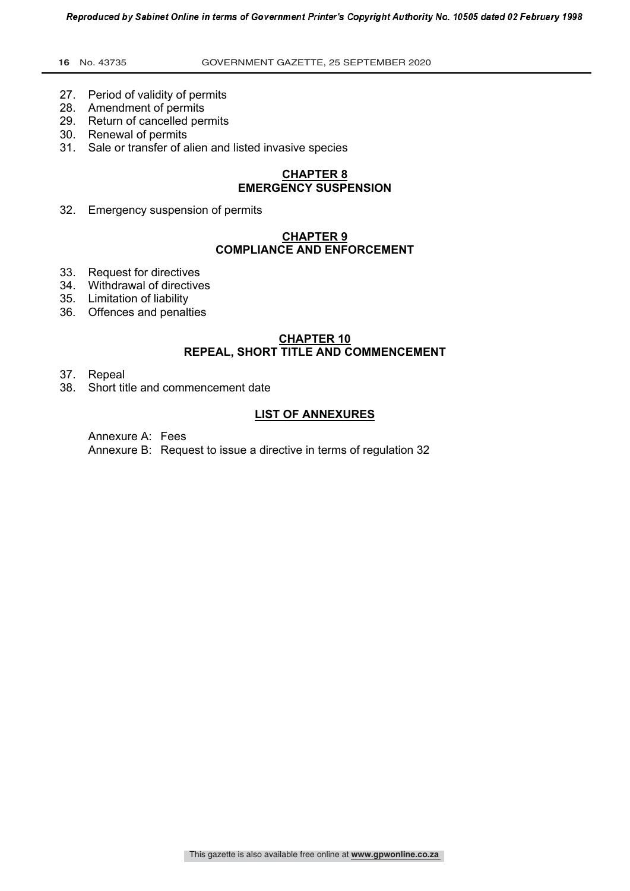27. Period of validity of permits
28. Amendment of permits
29. Return of cancelled permits
30. Renewal of permits
31. Sale or transfer of alien and listed invasive species

## CHAPTER 8
## EMERGENCY SUSPENSION

32. Emergency suspension of permits

## CHAPTER 9
## COMPLIANCE AND ENFORCEMENT

33. Request for directives
34. Withdrawal of directives
35. Limitation of liability
36. Offences and penalties

## CHAPTER 10
## REPEAL, SHORT TITLE AND COMMENCEMENT

37. Repeal
38. Short title and commencement date

## LIST OF ANNEXURES

Annexure A: Fees

Annexure B: Request to issue a directive in terms of regulation 32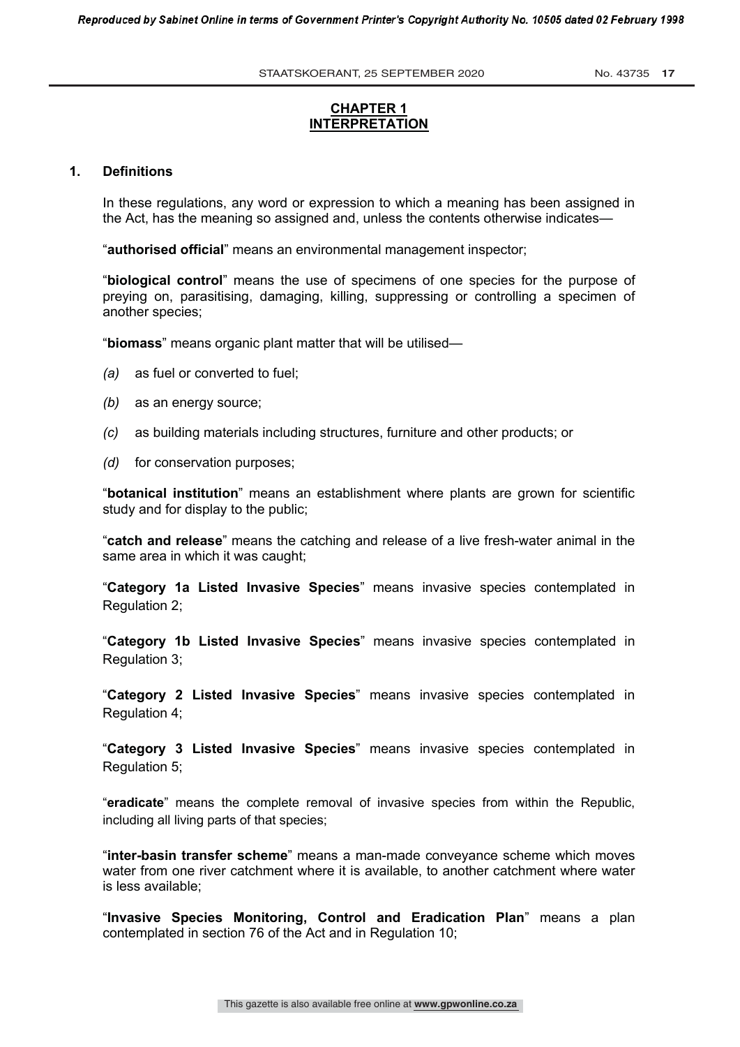## CHAPTER 1
## INTERPRETATION

### 1. Definitions

In these regulations, any word or expression to which a meaning has been assigned in the Act, has the meaning so assigned and, unless the contents otherwise indicates—

"**authorised official**" means an environmental management inspector;

"**biological control**" means the use of specimens of one species for the purpose of preying on, parasitising, damaging, killing, suppressing or controlling a specimen of another species;

"**biomass**" means organic plant matter that will be utilised—

*(a)* as fuel or converted to fuel;

*(b)* as an energy source;

*(c)* as building materials including structures, furniture and other products; or

*(d)* for conservation purposes;

"**botanical institution**" means an establishment where plants are grown for scientific study and for display to the public;

"**catch and release**" means the catching and release of a live fresh-water animal in the same area in which it was caught;

"**Category 1a Listed Invasive Species**" means invasive species contemplated in Regulation 2;

"**Category 1b Listed Invasive Species**" means invasive species contemplated in Regulation 3;

"**Category 2 Listed Invasive Species**" means invasive species contemplated in Regulation 4;

"**Category 3 Listed Invasive Species**" means invasive species contemplated in Regulation 5;

"**eradicate**" means the complete removal of invasive species from within the Republic, including all living parts of that species;

"**inter-basin transfer scheme**" means a man-made conveyance scheme which moves water from one river catchment where it is available, to another catchment where water is less available;

"**Invasive Species Monitoring, Control and Eradication Plan**" means a plan contemplated in section 76 of the Act and in Regulation 10;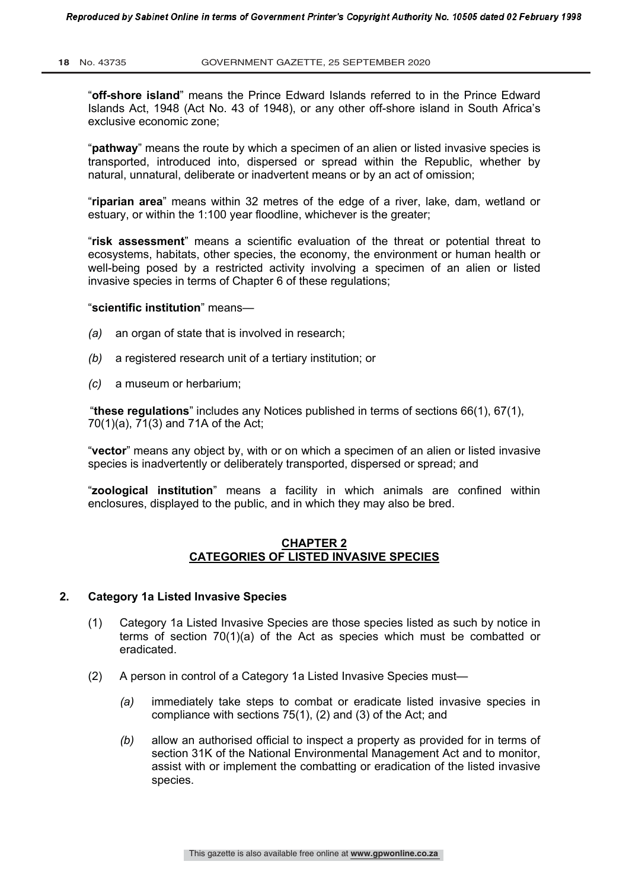"**off-shore island**" means the Prince Edward Islands referred to in the Prince Edward Islands Act, 1948 (Act No. 43 of 1948), or any other off-shore island in South Africa's exclusive economic zone;

"**pathway**" means the route by which a specimen of an alien or listed invasive species is transported, introduced into, dispersed or spread within the Republic, whether by natural, unnatural, deliberate or inadvertent means or by an act of omission;

"**riparian area**" means within 32 metres of the edge of a river, lake, dam, wetland or estuary, or within the 1:100 year floodline, whichever is the greater;

"**risk assessment**" means a scientific evaluation of the threat or potential threat to ecosystems, habitats, other species, the economy, the environment or human health or well-being posed by a restricted activity involving a specimen of an alien or listed invasive species in terms of Chapter 6 of these regulations;

"**scientific institution**" means—

*(a)* an organ of state that is involved in research;

*(b)* a registered research unit of a tertiary institution; or

*(c)* a museum or herbarium;

"**these regulations**" includes any Notices published in terms of sections 66(1), 67(1), 70(1)(a), 71(3) and 71A of the Act;

"**vector**" means any object by, with or on which a specimen of an alien or listed invasive species is inadvertently or deliberately transported, dispersed or spread; and

"**zoological institution**" means a facility in which animals are confined within enclosures, displayed to the public, and in which they may also be bred.

## CHAPTER 2
## CATEGORIES OF LISTED INVASIVE SPECIES

### 2. Category 1a Listed Invasive Species

(1) Category 1a Listed Invasive Species are those species listed as such by notice in terms of section 70(1)(a) of the Act as species which must be combatted or eradicated.

(2) A person in control of a Category 1a Listed Invasive Species must—

*(a)* immediately take steps to combat or eradicate listed invasive species in compliance with sections 75(1), (2) and (3) of the Act; and

*(b)* allow an authorised official to inspect a property as provided for in terms of section 31K of the National Environmental Management Act and to monitor, assist with or implement the combatting or eradication of the listed invasive species.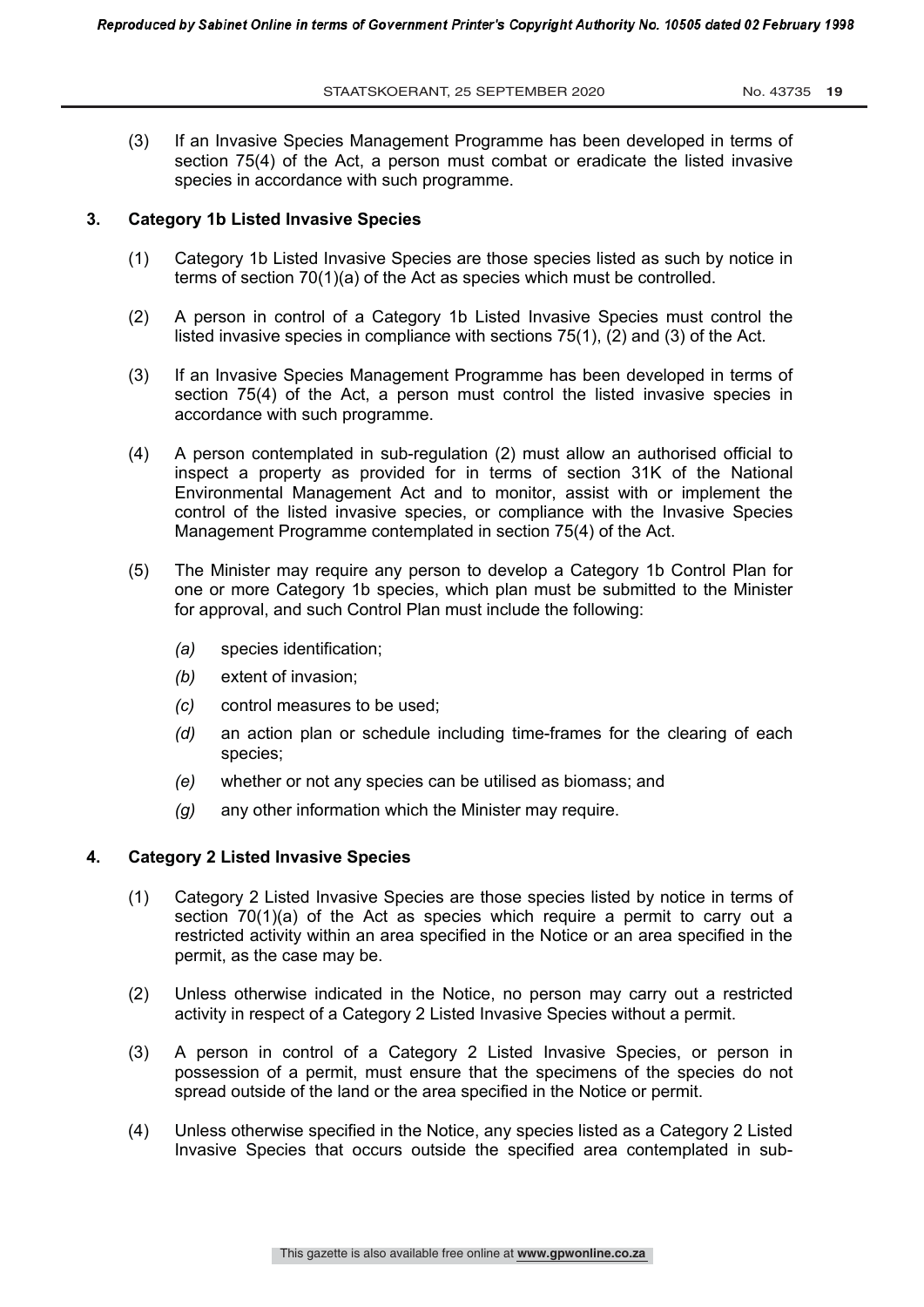(3) If an Invasive Species Management Programme has been developed in terms of section 75(4) of the Act, a person must combat or eradicate the listed invasive species in accordance with such programme.

## 3. Category 1b Listed Invasive Species

(1) Category 1b Listed Invasive Species are those species listed as such by notice in terms of section 70(1)(a) of the Act as species which must be controlled.

(2) A person in control of a Category 1b Listed Invasive Species must control the listed invasive species in compliance with sections 75(1), (2) and (3) of the Act.

(3) If an Invasive Species Management Programme has been developed in terms of section 75(4) of the Act, a person must control the listed invasive species in accordance with such programme.

(4) A person contemplated in sub-regulation (2) must allow an authorised official to inspect a property as provided for in terms of section 31K of the National Environmental Management Act and to monitor, assist with or implement the control of the listed invasive species, or compliance with the Invasive Species Management Programme contemplated in section 75(4) of the Act.

(5) The Minister may require any person to develop a Category 1b Control Plan for one or more Category 1b species, which plan must be submitted to the Minister for approval, and such Control Plan must include the following:

*(a)* species identification;

*(b)* extent of invasion;

*(c)* control measures to be used;

*(d)* an action plan or schedule including time-frames for the clearing of each species;

*(e)* whether or not any species can be utilised as biomass; and

*(g)* any other information which the Minister may require.

## 4. Category 2 Listed Invasive Species

(1) Category 2 Listed Invasive Species are those species listed by notice in terms of section 70(1)(a) of the Act as species which require a permit to carry out a restricted activity within an area specified in the Notice or an area specified in the permit, as the case may be.

(2) Unless otherwise indicated in the Notice, no person may carry out a restricted activity in respect of a Category 2 Listed Invasive Species without a permit.

(3) A person in control of a Category 2 Listed Invasive Species, or person in possession of a permit, must ensure that the specimens of the species do not spread outside of the land or the area specified in the Notice or permit.

(4) Unless otherwise specified in the Notice, any species listed as a Category 2 Listed Invasive Species that occurs outside the specified area contemplated in sub-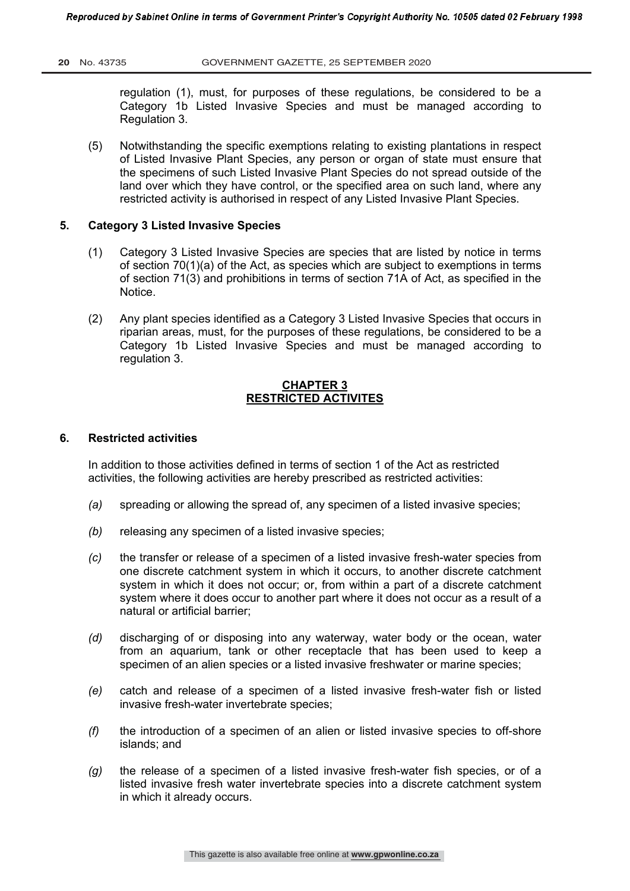regulation (1), must, for purposes of these regulations, be considered to be a Category 1b Listed Invasive Species and must be managed according to Regulation 3.

(5) Notwithstanding the specific exemptions relating to existing plantations in respect of Listed Invasive Plant Species, any person or organ of state must ensure that the specimens of such Listed Invasive Plant Species do not spread outside of the land over which they have control, or the specified area on such land, where any restricted activity is authorised in respect of any Listed Invasive Plant Species.

**5. Category 3 Listed Invasive Species**

(1) Category 3 Listed Invasive Species are species that are listed by notice in terms of section 70(1)(a) of the Act, as species which are subject to exemptions in terms of section 71(3) and prohibitions in terms of section 71A of Act, as specified in the Notice.

(2) Any plant species identified as a Category 3 Listed Invasive Species that occurs in riparian areas, must, for the purposes of these regulations, be considered to be a Category 1b Listed Invasive Species and must be managed according to regulation 3.

## CHAPTER 3
## RESTRICTED ACTIVITES

**6. Restricted activities**

In addition to those activities defined in terms of section 1 of the Act as restricted activities, the following activities are hereby prescribed as restricted activities:

*(a)* spreading or allowing the spread of, any specimen of a listed invasive species;

*(b)* releasing any specimen of a listed invasive species;

*(c)* the transfer or release of a specimen of a listed invasive fresh-water species from one discrete catchment system in which it occurs, to another discrete catchment system in which it does not occur; or, from within a part of a discrete catchment system where it does occur to another part where it does not occur as a result of a natural or artificial barrier;

*(d)* discharging of or disposing into any waterway, water body or the ocean, water from an aquarium, tank or other receptacle that has been used to keep a specimen of an alien species or a listed invasive freshwater or marine species;

*(e)* catch and release of a specimen of a listed invasive fresh-water fish or listed invasive fresh-water invertebrate species;

*(f)* the introduction of a specimen of an alien or listed invasive species to off-shore islands; and

*(g)* the release of a specimen of a listed invasive fresh-water fish species, or of a listed invasive fresh water invertebrate species into a discrete catchment system in which it already occurs.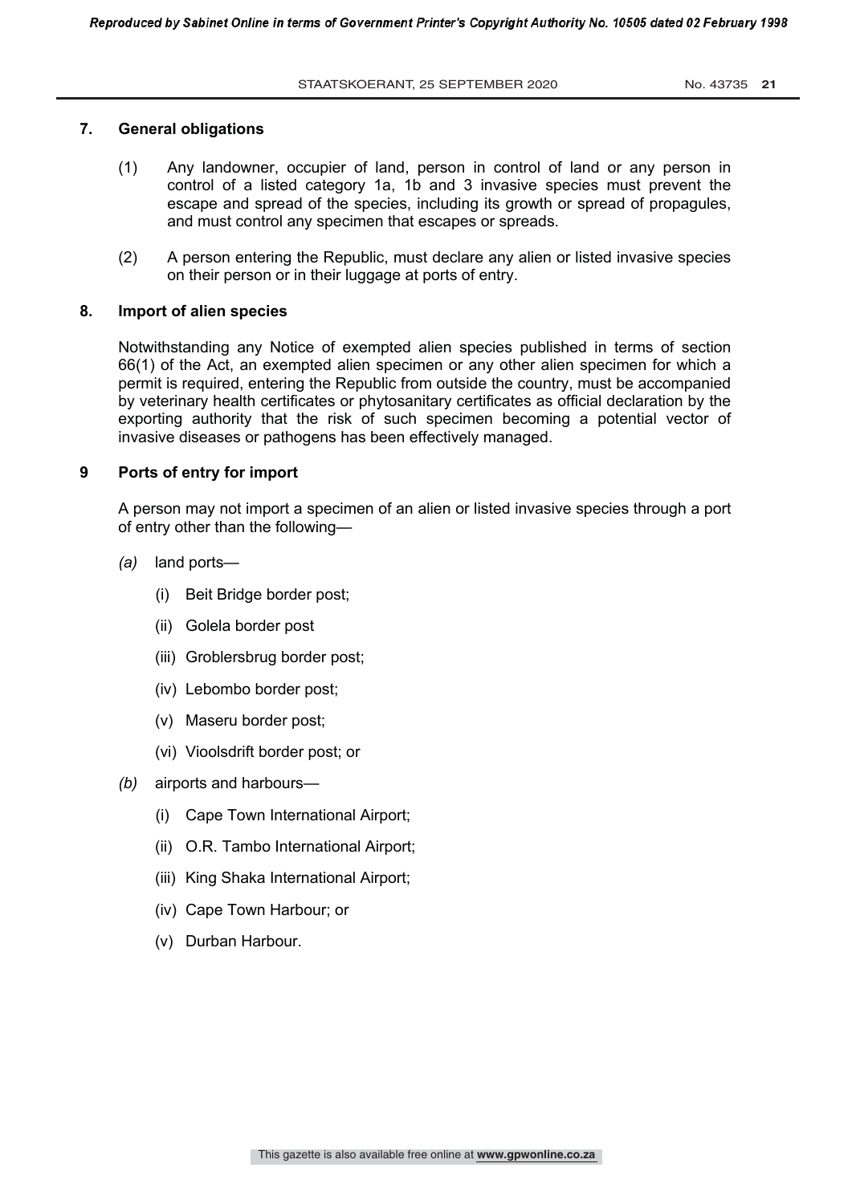## 7. General obligations

(1) Any landowner, occupier of land, person in control of land or any person in control of a listed category 1a, 1b and 3 invasive species must prevent the escape and spread of the species, including its growth or spread of propagules, and must control any specimen that escapes or spreads.

(2) A person entering the Republic, must declare any alien or listed invasive species on their person or in their luggage at ports of entry.

## 8. Import of alien species

Notwithstanding any Notice of exempted alien species published in terms of section 66(1) of the Act, an exempted alien specimen or any other alien specimen for which a permit is required, entering the Republic from outside the country, must be accompanied by veterinary health certificates or phytosanitary certificates as official declaration by the exporting authority that the risk of such specimen becoming a potential vector of invasive diseases or pathogens has been effectively managed.

## 9 Ports of entry for import

A person may not import a specimen of an alien or listed invasive species through a port of entry other than the following—

*(a)* land ports—

- (i) Beit Bridge border post;
- (ii) Golela border post
- (iii) Groblersbrug border post;
- (iv) Lebombo border post;
- (v) Maseru border post;
- (vi) Vioolsdrift border post; or

*(b)* airports and harbours—

- (i) Cape Town International Airport;
- (ii) O.R. Tambo International Airport;
- (iii) King Shaka International Airport;
- (iv) Cape Town Harbour; or
- (v) Durban Harbour.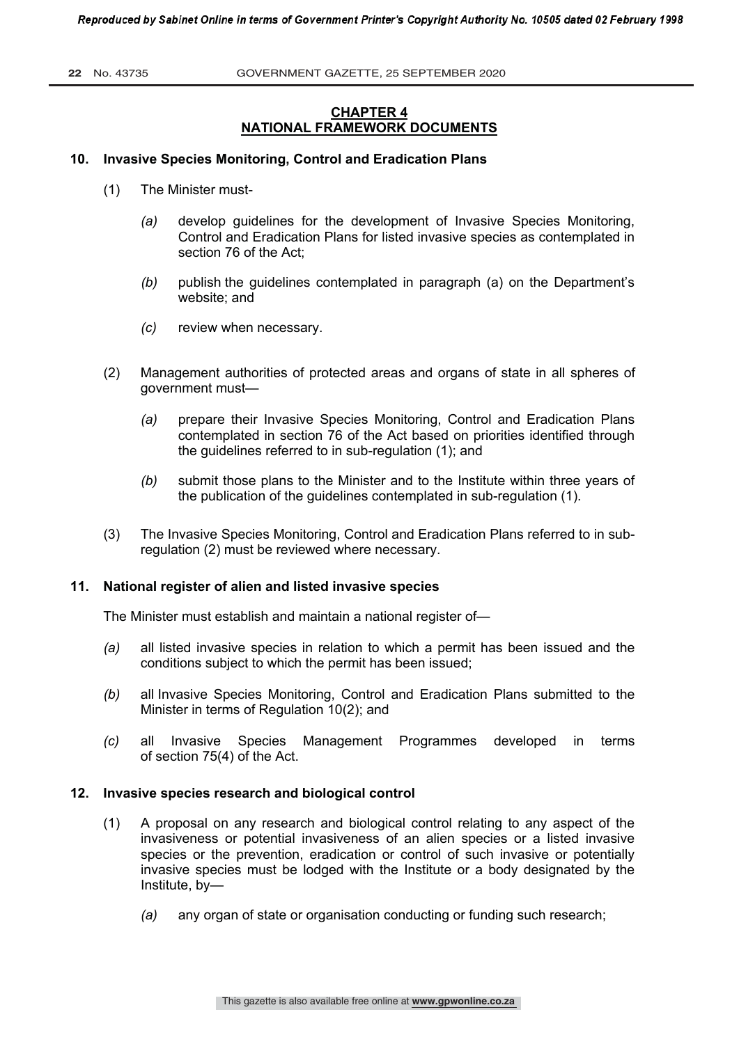## CHAPTER 4
## NATIONAL FRAMEWORK DOCUMENTS

### 10. Invasive Species Monitoring, Control and Eradication Plans

(1) The Minister must-

*(a)* develop guidelines for the development of Invasive Species Monitoring, Control and Eradication Plans for listed invasive species as contemplated in section 76 of the Act;

*(b)* publish the guidelines contemplated in paragraph (a) on the Department's website; and

*(c)* review when necessary.

(2) Management authorities of protected areas and organs of state in all spheres of government must—

*(a)* prepare their Invasive Species Monitoring, Control and Eradication Plans contemplated in section 76 of the Act based on priorities identified through the guidelines referred to in sub-regulation (1); and

*(b)* submit those plans to the Minister and to the Institute within three years of the publication of the guidelines contemplated in sub-regulation (1).

(3) The Invasive Species Monitoring, Control and Eradication Plans referred to in sub-regulation (2) must be reviewed where necessary.

### 11. National register of alien and listed invasive species

The Minister must establish and maintain a national register of—

*(a)* all listed invasive species in relation to which a permit has been issued and the conditions subject to which the permit has been issued;

*(b)* all Invasive Species Monitoring, Control and Eradication Plans submitted to the Minister in terms of Regulation 10(2); and

*(c)* all Invasive Species Management Programmes developed in terms of section 75(4) of the Act.

### 12. Invasive species research and biological control

(1) A proposal on any research and biological control relating to any aspect of the invasiveness or potential invasiveness of an alien species or a listed invasive species or the prevention, eradication or control of such invasive or potentially invasive species must be lodged with the Institute or a body designated by the Institute, by—

*(a)* any organ of state or organisation conducting or funding such research;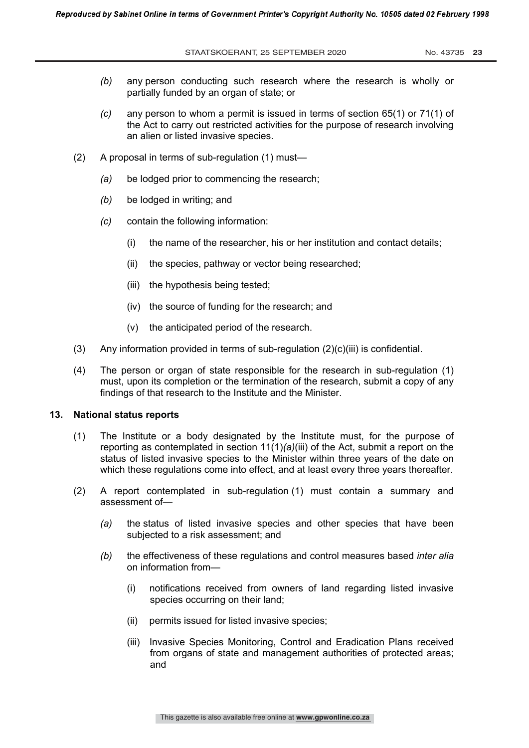*(b)* any person conducting such research where the research is wholly or partially funded by an organ of state; or

*(c)* any person to whom a permit is issued in terms of section 65(1) or 71(1) of the Act to carry out restricted activities for the purpose of research involving an alien or listed invasive species.

(2) A proposal in terms of sub-regulation (1) must—

*(a)* be lodged prior to commencing the research;

*(b)* be lodged in writing; and

*(c)* contain the following information:

(i) the name of the researcher, his or her institution and contact details;

(ii) the species, pathway or vector being researched;

(iii) the hypothesis being tested;

(iv) the source of funding for the research; and

(v) the anticipated period of the research.

(3) Any information provided in terms of sub-regulation (2)(c)(iii) is confidential.

(4) The person or organ of state responsible for the research in sub-regulation (1) must, upon its completion or the termination of the research, submit a copy of any findings of that research to the Institute and the Minister.

**13. National status reports**

(1) The Institute or a body designated by the Institute must, for the purpose of reporting as contemplated in section 11(1)*(a)*(iii) of the Act, submit a report on the status of listed invasive species to the Minister within three years of the date on which these regulations come into effect, and at least every three years thereafter.

(2) A report contemplated in sub-regulation (1) must contain a summary and assessment of—

*(a)* the status of listed invasive species and other species that have been subjected to a risk assessment; and

*(b)* the effectiveness of these regulations and control measures based *inter alia* on information from—

(i) notifications received from owners of land regarding listed invasive species occurring on their land;

(ii) permits issued for listed invasive species;

(iii) Invasive Species Monitoring, Control and Eradication Plans received from organs of state and management authorities of protected areas; and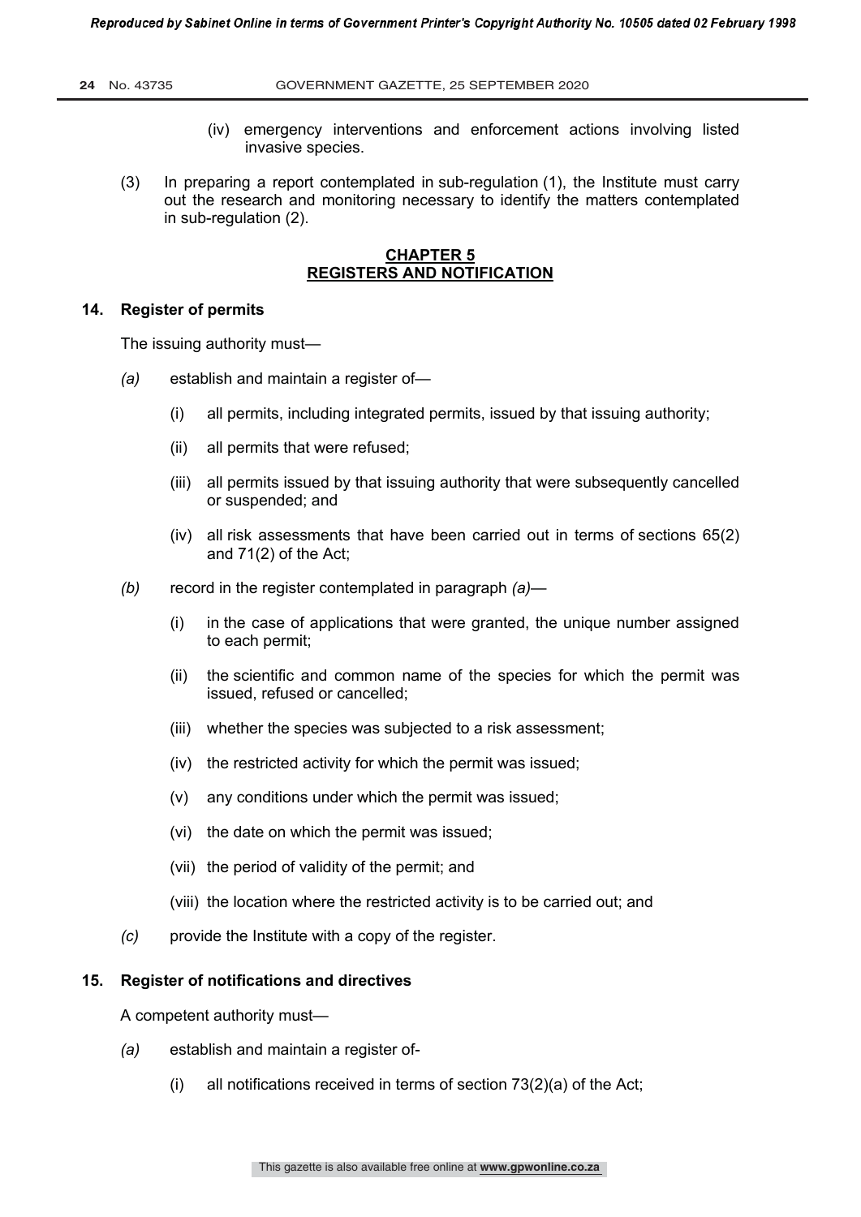(iv) emergency interventions and enforcement actions involving listed invasive species.

(3) In preparing a report contemplated in sub-regulation (1), the Institute must carry out the research and monitoring necessary to identify the matters contemplated in sub-regulation (2).

## CHAPTER 5
## REGISTERS AND NOTIFICATION

### 14. Register of permits

The issuing authority must—

*(a)* establish and maintain a register of—

(i) all permits, including integrated permits, issued by that issuing authority;

(ii) all permits that were refused;

(iii) all permits issued by that issuing authority that were subsequently cancelled or suspended; and

(iv) all risk assessments that have been carried out in terms of sections 65(2) and 71(2) of the Act;

*(b)* record in the register contemplated in paragraph *(a)*—

(i) in the case of applications that were granted, the unique number assigned to each permit;

(ii) the scientific and common name of the species for which the permit was issued, refused or cancelled;

(iii) whether the species was subjected to a risk assessment;

(iv) the restricted activity for which the permit was issued;

(v) any conditions under which the permit was issued;

(vi) the date on which the permit was issued;

(vii) the period of validity of the permit; and

(viii) the location where the restricted activity is to be carried out; and

*(c)* provide the Institute with a copy of the register.

### 15. Register of notifications and directives

A competent authority must—

*(a)* establish and maintain a register of-

(i) all notifications received in terms of section 73(2)(a) of the Act;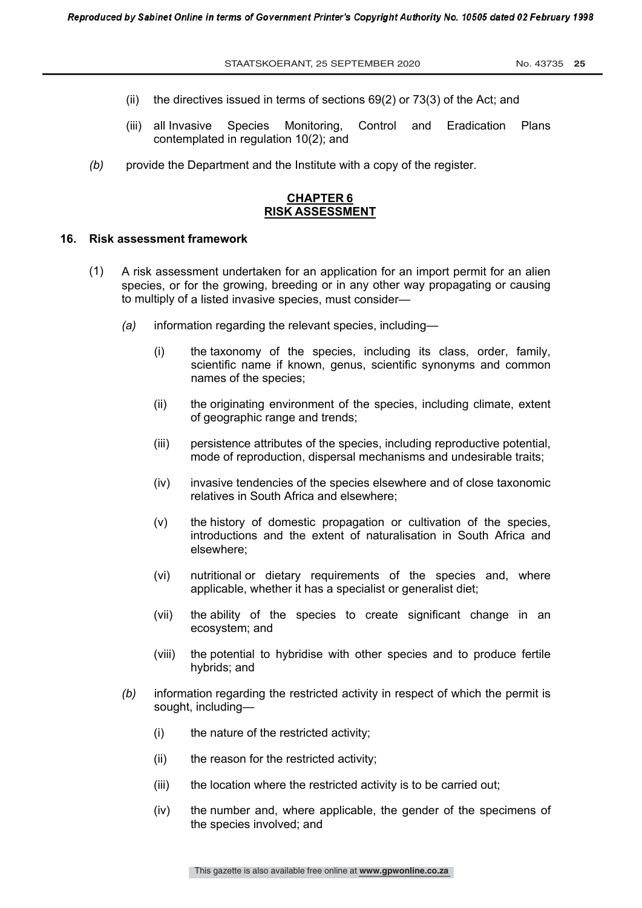(ii) the directives issued in terms of sections 69(2) or 73(3) of the Act; and

(iii) all Invasive Species Monitoring, Control and Eradication Plans contemplated in regulation 10(2); and

*(b)* provide the Department and the Institute with a copy of the register.

## CHAPTER 6
## RISK ASSESSMENT

### 16. Risk assessment framework

(1) A risk assessment undertaken for an application for an import permit for an alien species, or for the growing, breeding or in any other way propagating or causing to multiply of a listed invasive species, must consider—

*(a)* information regarding the relevant species, including—

(i) the taxonomy of the species, including its class, order, family, scientific name if known, genus, scientific synonyms and common names of the species;

(ii) the originating environment of the species, including climate, extent of geographic range and trends;

(iii) persistence attributes of the species, including reproductive potential, mode of reproduction, dispersal mechanisms and undesirable traits;

(iv) invasive tendencies of the species elsewhere and of close taxonomic relatives in South Africa and elsewhere;

(v) the history of domestic propagation or cultivation of the species, introductions and the extent of naturalisation in South Africa and elsewhere;

(vi) nutritional or dietary requirements of the species and, where applicable, whether it has a specialist or generalist diet;

(vii) the ability of the species to create significant change in an ecosystem; and

(viii) the potential to hybridise with other species and to produce fertile hybrids; and

*(b)* information regarding the restricted activity in respect of which the permit is sought, including—

(i) the nature of the restricted activity;

(ii) the reason for the restricted activity;

(iii) the location where the restricted activity is to be carried out;

(iv) the number and, where applicable, the gender of the specimens of the species involved; and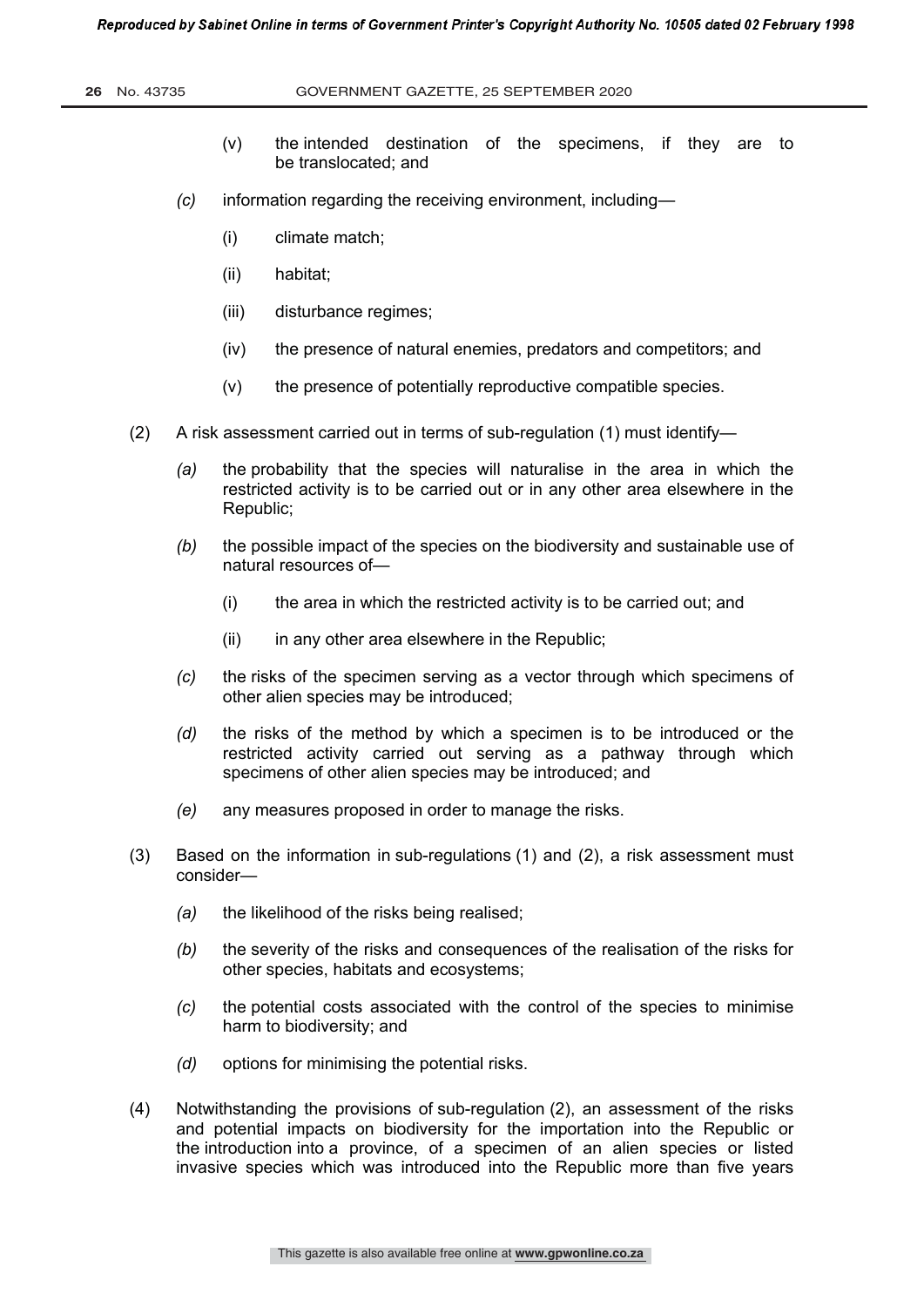(v) the intended destination of the specimens, if they are to be translocated; and

*(c)* information regarding the receiving environment, including—

(i) climate match;

(ii) habitat;

(iii) disturbance regimes;

(iv) the presence of natural enemies, predators and competitors; and

(v) the presence of potentially reproductive compatible species.

(2) A risk assessment carried out in terms of sub-regulation (1) must identify—

*(a)* the probability that the species will naturalise in the area in which the restricted activity is to be carried out or in any other area elsewhere in the Republic;

*(b)* the possible impact of the species on the biodiversity and sustainable use of natural resources of—

(i) the area in which the restricted activity is to be carried out; and

(ii) in any other area elsewhere in the Republic;

*(c)* the risks of the specimen serving as a vector through which specimens of other alien species may be introduced;

*(d)* the risks of the method by which a specimen is to be introduced or the restricted activity carried out serving as a pathway through which specimens of other alien species may be introduced; and

*(e)* any measures proposed in order to manage the risks.

(3) Based on the information in sub-regulations (1) and (2), a risk assessment must consider—

*(a)* the likelihood of the risks being realised;

*(b)* the severity of the risks and consequences of the realisation of the risks for other species, habitats and ecosystems;

*(c)* the potential costs associated with the control of the species to minimise harm to biodiversity; and

*(d)* options for minimising the potential risks.

(4) Notwithstanding the provisions of sub-regulation (2), an assessment of the risks and potential impacts on biodiversity for the importation into the Republic or the introduction into a province, of a specimen of an alien species or listed invasive species which was introduced into the Republic more than five years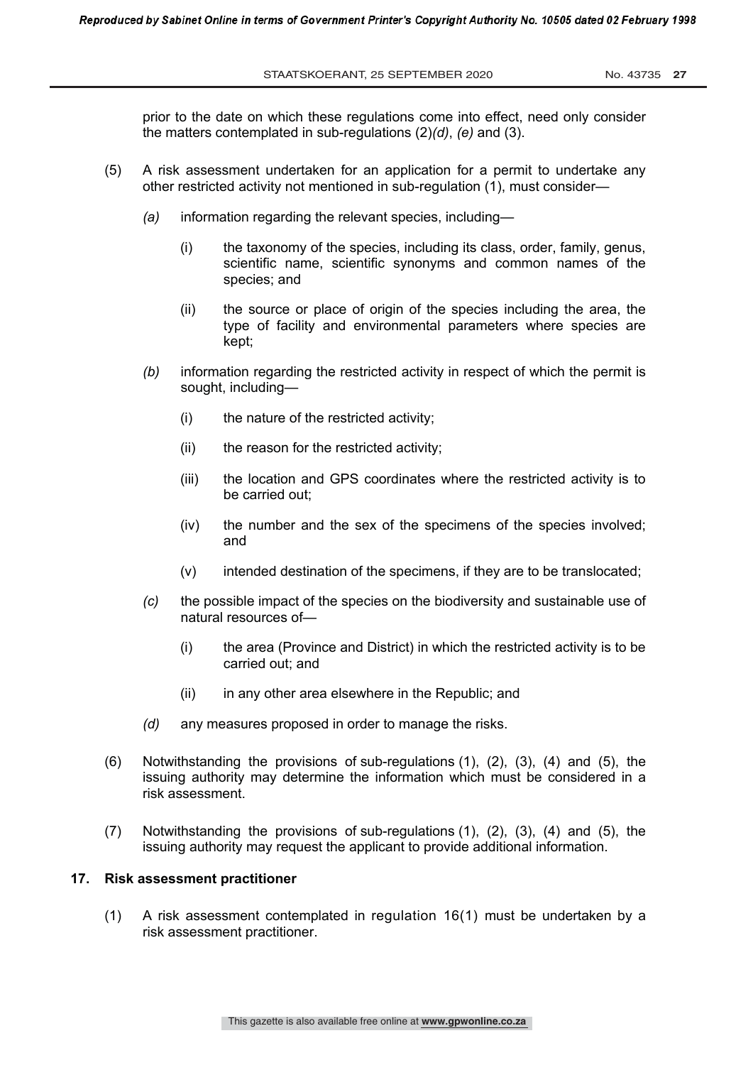prior to the date on which these regulations come into effect, need only consider the matters contemplated in sub-regulations (2)*(d)*, *(e)* and (3).

(5) A risk assessment undertaken for an application for a permit to undertake any other restricted activity not mentioned in sub-regulation (1), must consider—

*(a)* information regarding the relevant species, including—

(i) the taxonomy of the species, including its class, order, family, genus, scientific name, scientific synonyms and common names of the species; and

(ii) the source or place of origin of the species including the area, the type of facility and environmental parameters where species are kept;

*(b)* information regarding the restricted activity in respect of which the permit is sought, including—

(i) the nature of the restricted activity;

(ii) the reason for the restricted activity;

(iii) the location and GPS coordinates where the restricted activity is to be carried out;

(iv) the number and the sex of the specimens of the species involved; and

(v) intended destination of the specimens, if they are to be translocated;

*(c)* the possible impact of the species on the biodiversity and sustainable use of natural resources of—

(i) the area (Province and District) in which the restricted activity is to be carried out; and

(ii) in any other area elsewhere in the Republic; and

*(d)* any measures proposed in order to manage the risks.

(6) Notwithstanding the provisions of sub-regulations (1), (2), (3), (4) and (5), the issuing authority may determine the information which must be considered in a risk assessment.

(7) Notwithstanding the provisions of sub-regulations (1), (2), (3), (4) and (5), the issuing authority may request the applicant to provide additional information.

**17. Risk assessment practitioner**

(1) A risk assessment contemplated in regulation 16(1) must be undertaken by a risk assessment practitioner.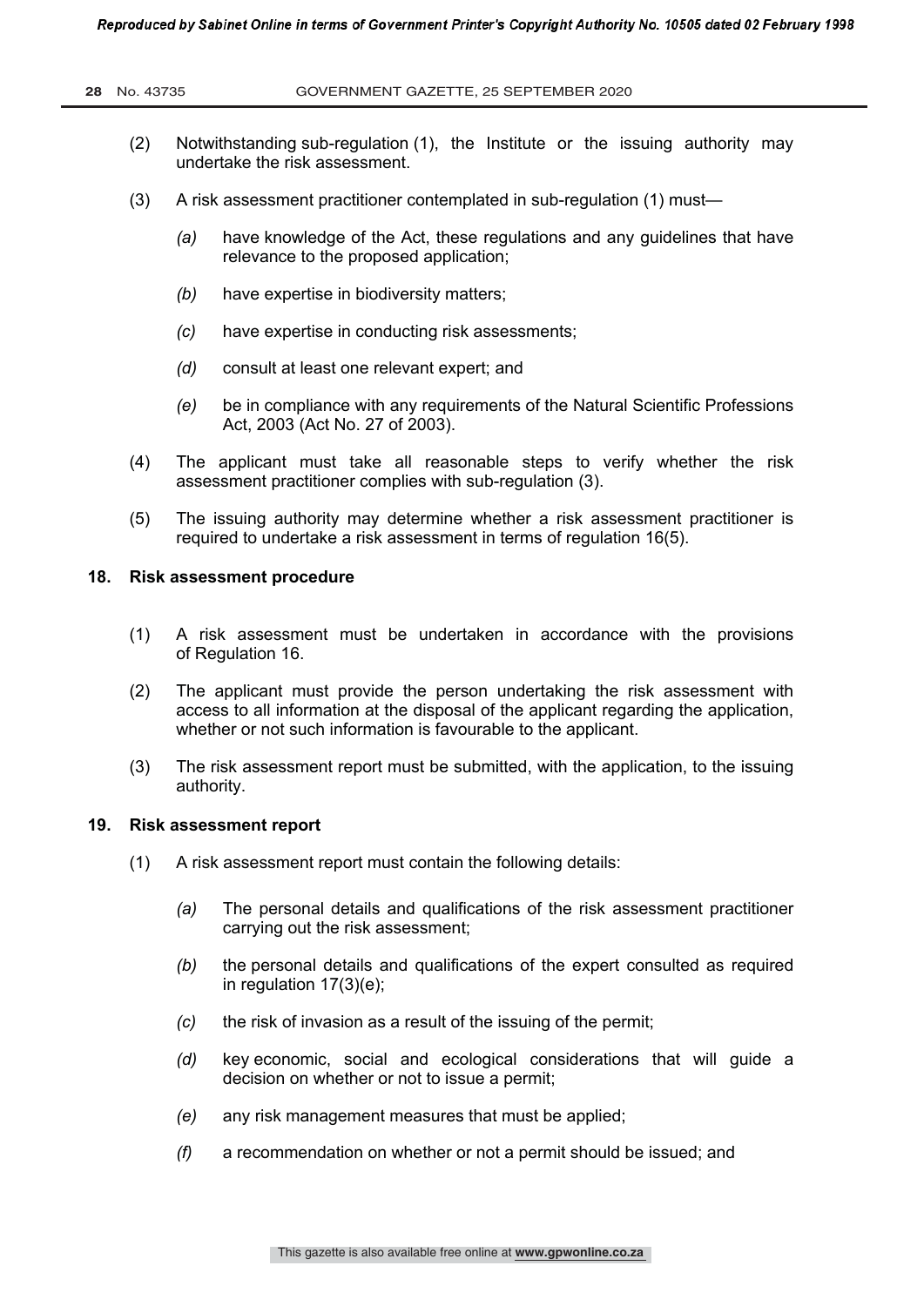(2) Notwithstanding sub-regulation (1), the Institute or the issuing authority may undertake the risk assessment.

(3) A risk assessment practitioner contemplated in sub-regulation (1) must—

*(a)* have knowledge of the Act, these regulations and any guidelines that have relevance to the proposed application;

*(b)* have expertise in biodiversity matters;

*(c)* have expertise in conducting risk assessments;

*(d)* consult at least one relevant expert; and

*(e)* be in compliance with any requirements of the Natural Scientific Professions Act, 2003 (Act No. 27 of 2003).

(4) The applicant must take all reasonable steps to verify whether the risk assessment practitioner complies with sub-regulation (3).

(5) The issuing authority may determine whether a risk assessment practitioner is required to undertake a risk assessment in terms of regulation 16(5).

**18. Risk assessment procedure**

(1) A risk assessment must be undertaken in accordance with the provisions of Regulation 16.

(2) The applicant must provide the person undertaking the risk assessment with access to all information at the disposal of the applicant regarding the application, whether or not such information is favourable to the applicant.

(3) The risk assessment report must be submitted, with the application, to the issuing authority.

**19. Risk assessment report**

(1) A risk assessment report must contain the following details:

*(a)* The personal details and qualifications of the risk assessment practitioner carrying out the risk assessment;

*(b)* the personal details and qualifications of the expert consulted as required in regulation 17(3)(e);

*(c)* the risk of invasion as a result of the issuing of the permit;

*(d)* key economic, social and ecological considerations that will guide a decision on whether or not to issue a permit;

*(e)* any risk management measures that must be applied;

*(f)* a recommendation on whether or not a permit should be issued; and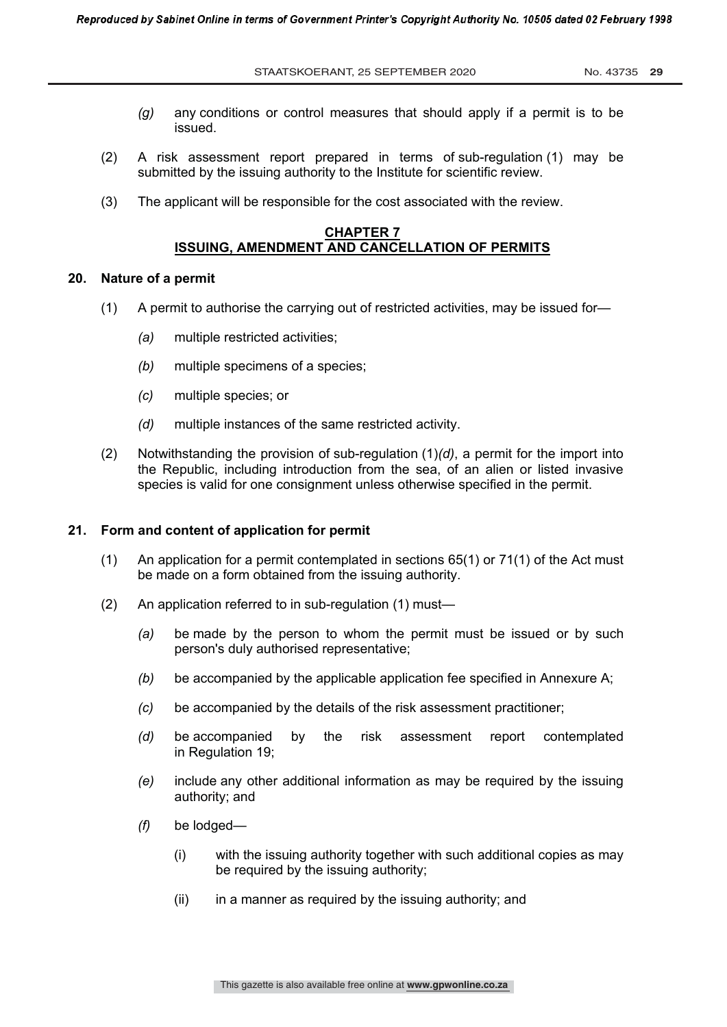(g) any conditions or control measures that should apply if a permit is to be issued.

(2) A risk assessment report prepared in terms of sub-regulation (1) may be submitted by the issuing authority to the Institute for scientific review.

(3) The applicant will be responsible for the cost associated with the review.

## CHAPTER 7
## ISSUING, AMENDMENT AND CANCELLATION OF PERMITS

### 20. Nature of a permit

(1) A permit to authorise the carrying out of restricted activities, may be issued for—

*(a)* multiple restricted activities;

*(b)* multiple specimens of a species;

*(c)* multiple species; or

*(d)* multiple instances of the same restricted activity.

(2) Notwithstanding the provision of sub-regulation (1)*(d)*, a permit for the import into the Republic, including introduction from the sea, of an alien or listed invasive species is valid for one consignment unless otherwise specified in the permit.

### 21. Form and content of application for permit

(1) An application for a permit contemplated in sections 65(1) or 71(1) of the Act must be made on a form obtained from the issuing authority.

(2) An application referred to in sub-regulation (1) must—

*(a)* be made by the person to whom the permit must be issued or by such person's duly authorised representative;

*(b)* be accompanied by the applicable application fee specified in Annexure A;

*(c)* be accompanied by the details of the risk assessment practitioner;

*(d)* be accompanied by the risk assessment report contemplated in Regulation 19;

*(e)* include any other additional information as may be required by the issuing authority; and

*(f)* be lodged—

(i) with the issuing authority together with such additional copies as may be required by the issuing authority;

(ii) in a manner as required by the issuing authority; and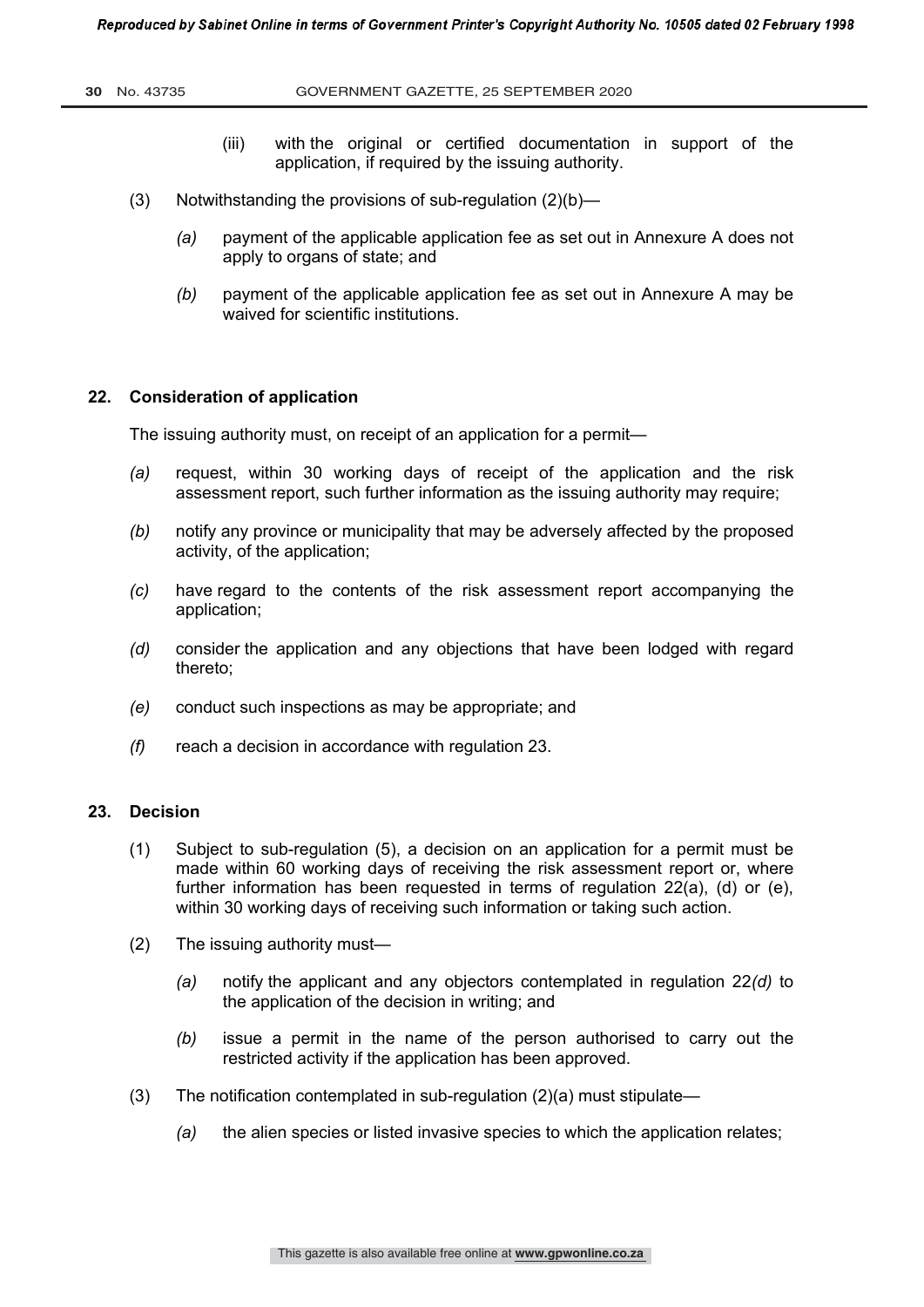(iii) with the original or certified documentation in support of the application, if required by the issuing authority.

(3) Notwithstanding the provisions of sub-regulation (2)(b)—

*(a)* payment of the applicable application fee as set out in Annexure A does not apply to organs of state; and

*(b)* payment of the applicable application fee as set out in Annexure A may be waived for scientific institutions.

**22. Consideration of application**

The issuing authority must, on receipt of an application for a permit—

*(a)* request, within 30 working days of receipt of the application and the risk assessment report, such further information as the issuing authority may require;

*(b)* notify any province or municipality that may be adversely affected by the proposed activity, of the application;

*(c)* have regard to the contents of the risk assessment report accompanying the application;

*(d)* consider the application and any objections that have been lodged with regard thereto;

*(e)* conduct such inspections as may be appropriate; and

*(f)* reach a decision in accordance with regulation 23.

**23. Decision**

(1) Subject to sub-regulation (5), a decision on an application for a permit must be made within 60 working days of receiving the risk assessment report or, where further information has been requested in terms of regulation 22(a), (d) or (e), within 30 working days of receiving such information or taking such action.

(2) The issuing authority must—

*(a)* notify the applicant and any objectors contemplated in regulation 22*(d)* to the application of the decision in writing; and

*(b)* issue a permit in the name of the person authorised to carry out the restricted activity if the application has been approved.

(3) The notification contemplated in sub-regulation (2)(a) must stipulate—

*(a)* the alien species or listed invasive species to which the application relates;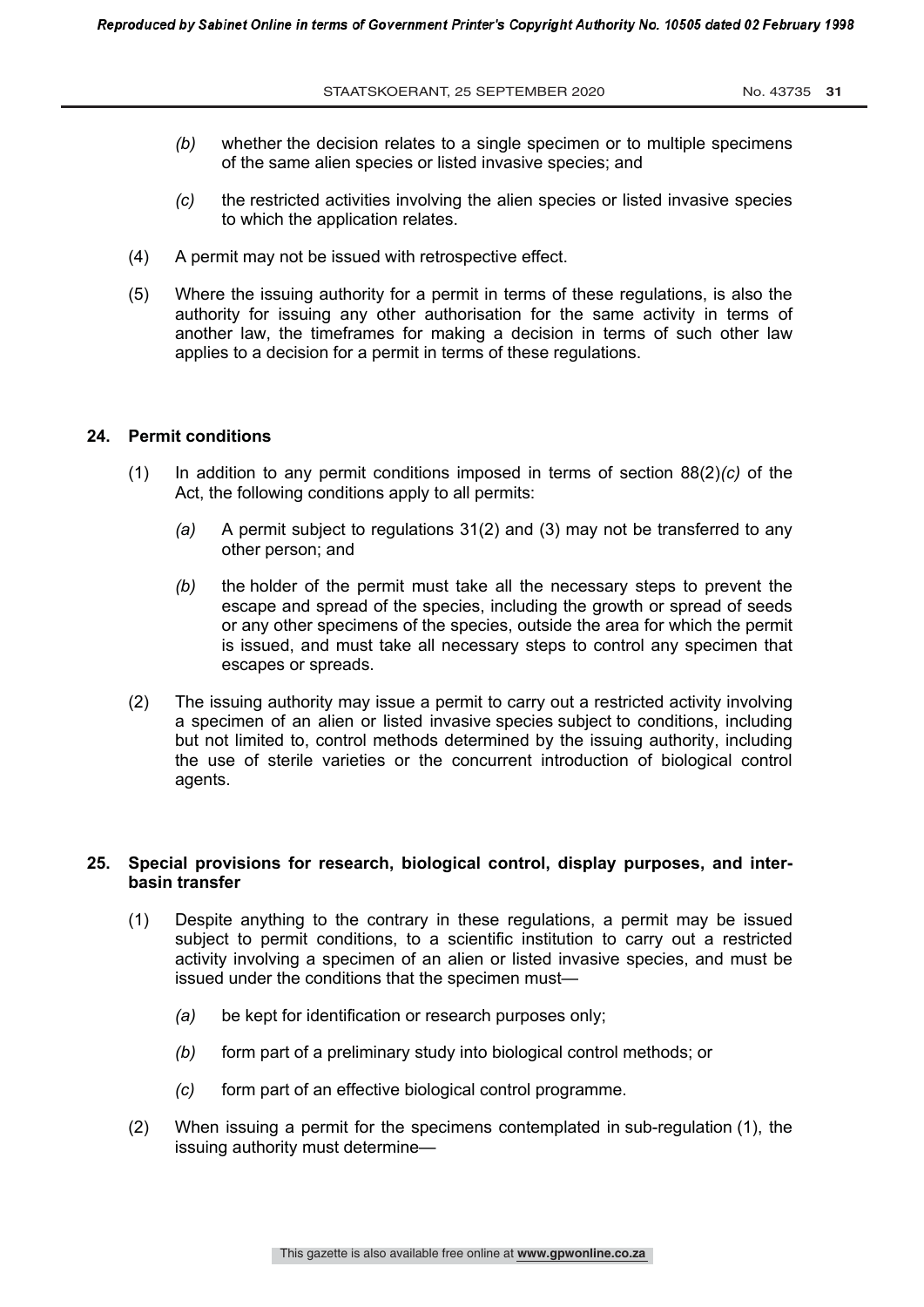*(b)* whether the decision relates to a single specimen or to multiple specimens of the same alien species or listed invasive species; and

*(c)* the restricted activities involving the alien species or listed invasive species to which the application relates.

(4) A permit may not be issued with retrospective effect.

(5) Where the issuing authority for a permit in terms of these regulations, is also the authority for issuing any other authorisation for the same activity in terms of another law, the timeframes for making a decision in terms of such other law applies to a decision for a permit in terms of these regulations.

**24. Permit conditions**

(1) In addition to any permit conditions imposed in terms of section 88(2)*(c)* of the Act, the following conditions apply to all permits:

*(a)* A permit subject to regulations 31(2) and (3) may not be transferred to any other person; and

*(b)* the holder of the permit must take all the necessary steps to prevent the escape and spread of the species, including the growth or spread of seeds or any other specimens of the species, outside the area for which the permit is issued, and must take all necessary steps to control any specimen that escapes or spreads.

(2) The issuing authority may issue a permit to carry out a restricted activity involving a specimen of an alien or listed invasive species subject to conditions, including but not limited to, control methods determined by the issuing authority, including the use of sterile varieties or the concurrent introduction of biological control agents.

**25. Special provisions for research, biological control, display purposes, and inter-basin transfer**

(1) Despite anything to the contrary in these regulations, a permit may be issued subject to permit conditions, to a scientific institution to carry out a restricted activity involving a specimen of an alien or listed invasive species, and must be issued under the conditions that the specimen must—

*(a)* be kept for identification or research purposes only;

*(b)* form part of a preliminary study into biological control methods; or

*(c)* form part of an effective biological control programme.

(2) When issuing a permit for the specimens contemplated in sub-regulation (1), the issuing authority must determine—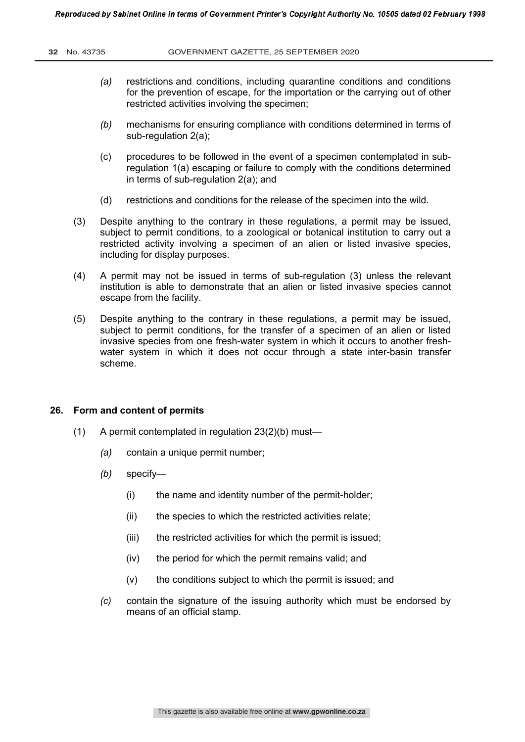*(a)* restrictions and conditions, including quarantine conditions and conditions for the prevention of escape, for the importation or the carrying out of other restricted activities involving the specimen;

*(b)* mechanisms for ensuring compliance with conditions determined in terms of sub-regulation 2(a);

(c) procedures to be followed in the event of a specimen contemplated in sub-regulation 1(a) escaping or failure to comply with the conditions determined in terms of sub-regulation 2(a); and

(d) restrictions and conditions for the release of the specimen into the wild.

(3) Despite anything to the contrary in these regulations, a permit may be issued, subject to permit conditions, to a zoological or botanical institution to carry out a restricted activity involving a specimen of an alien or listed invasive species, including for display purposes.

(4) A permit may not be issued in terms of sub-regulation (3) unless the relevant institution is able to demonstrate that an alien or listed invasive species cannot escape from the facility.

(5) Despite anything to the contrary in these regulations, a permit may be issued, subject to permit conditions, for the transfer of a specimen of an alien or listed invasive species from one fresh-water system in which it occurs to another fresh-water system in which it does not occur through a state inter-basin transfer scheme.

## 26. Form and content of permits

(1) A permit contemplated in regulation 23(2)(b) must—

*(a)* contain a unique permit number;

*(b)* specify—

(i) the name and identity number of the permit-holder;

(ii) the species to which the restricted activities relate;

(iii) the restricted activities for which the permit is issued;

(iv) the period for which the permit remains valid; and

(v) the conditions subject to which the permit is issued; and

*(c)* contain the signature of the issuing authority which must be endorsed by means of an official stamp.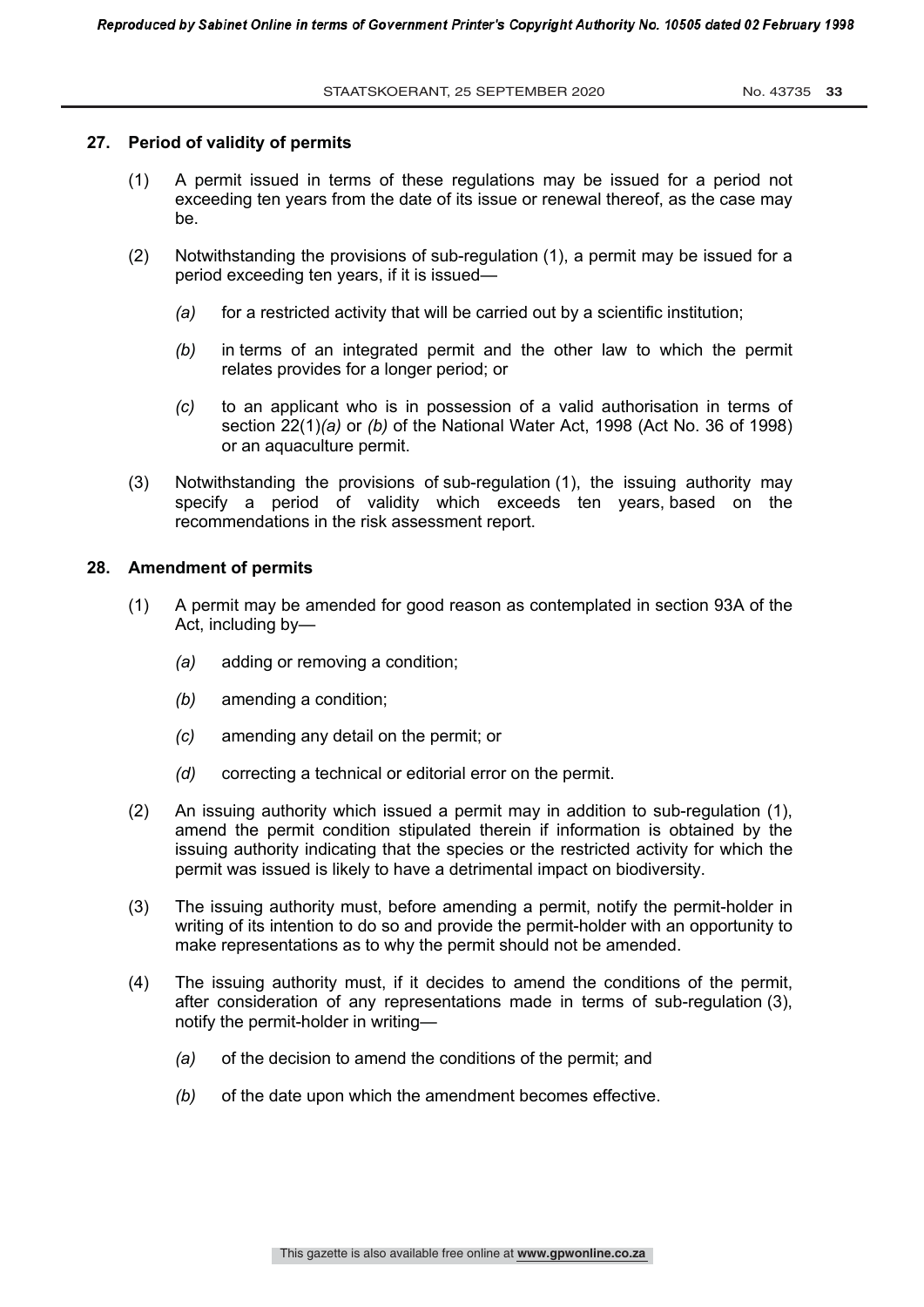## 27. Period of validity of permits

(1) A permit issued in terms of these regulations may be issued for a period not exceeding ten years from the date of its issue or renewal thereof, as the case may be.

(2) Notwithstanding the provisions of sub-regulation (1), a permit may be issued for a period exceeding ten years, if it is issued—

*(a)* for a restricted activity that will be carried out by a scientific institution;

*(b)* in terms of an integrated permit and the other law to which the permit relates provides for a longer period; or

*(c)* to an applicant who is in possession of a valid authorisation in terms of section 22(1)*(a)* or *(b)* of the National Water Act, 1998 (Act No. 36 of 1998) or an aquaculture permit.

(3) Notwithstanding the provisions of sub-regulation (1), the issuing authority may specify a period of validity which exceeds ten years, based on the recommendations in the risk assessment report.

## 28. Amendment of permits

(1) A permit may be amended for good reason as contemplated in section 93A of the Act, including by—

*(a)* adding or removing a condition;

*(b)* amending a condition;

*(c)* amending any detail on the permit; or

*(d)* correcting a technical or editorial error on the permit.

(2) An issuing authority which issued a permit may in addition to sub-regulation (1), amend the permit condition stipulated therein if information is obtained by the issuing authority indicating that the species or the restricted activity for which the permit was issued is likely to have a detrimental impact on biodiversity.

(3) The issuing authority must, before amending a permit, notify the permit-holder in writing of its intention to do so and provide the permit-holder with an opportunity to make representations as to why the permit should not be amended.

(4) The issuing authority must, if it decides to amend the conditions of the permit, after consideration of any representations made in terms of sub-regulation (3), notify the permit-holder in writing—

*(a)* of the decision to amend the conditions of the permit; and

*(b)* of the date upon which the amendment becomes effective.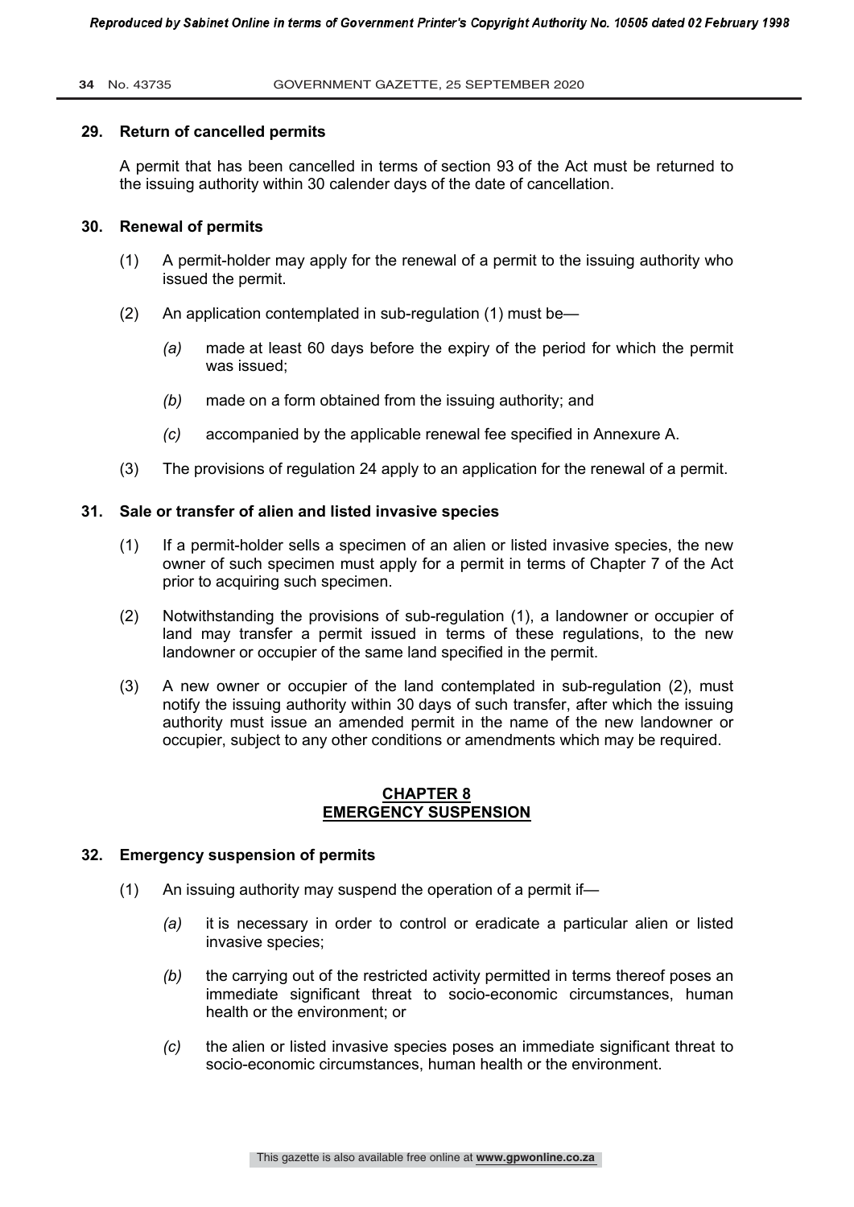**29. Return of cancelled permits**

A permit that has been cancelled in terms of section 93 of the Act must be returned to the issuing authority within 30 calender days of the date of cancellation.

**30. Renewal of permits**

(1) A permit-holder may apply for the renewal of a permit to the issuing authority who issued the permit.

(2) An application contemplated in sub-regulation (1) must be—

*(a)* made at least 60 days before the expiry of the period for which the permit was issued;

*(b)* made on a form obtained from the issuing authority; and

*(c)* accompanied by the applicable renewal fee specified in Annexure A.

(3) The provisions of regulation 24 apply to an application for the renewal of a permit.

**31. Sale or transfer of alien and listed invasive species**

(1) If a permit-holder sells a specimen of an alien or listed invasive species, the new owner of such specimen must apply for a permit in terms of Chapter 7 of the Act prior to acquiring such specimen.

(2) Notwithstanding the provisions of sub-regulation (1), a landowner or occupier of land may transfer a permit issued in terms of these regulations, to the new landowner or occupier of the same land specified in the permit.

(3) A new owner or occupier of the land contemplated in sub-regulation (2), must notify the issuing authority within 30 days of such transfer, after which the issuing authority must issue an amended permit in the name of the new landowner or occupier, subject to any other conditions or amendments which may be required.

## CHAPTER 8
## EMERGENCY SUSPENSION

**32. Emergency suspension of permits**

(1) An issuing authority may suspend the operation of a permit if—

*(a)* it is necessary in order to control or eradicate a particular alien or listed invasive species;

*(b)* the carrying out of the restricted activity permitted in terms thereof poses an immediate significant threat to socio-economic circumstances, human health or the environment; or

*(c)* the alien or listed invasive species poses an immediate significant threat to socio-economic circumstances, human health or the environment.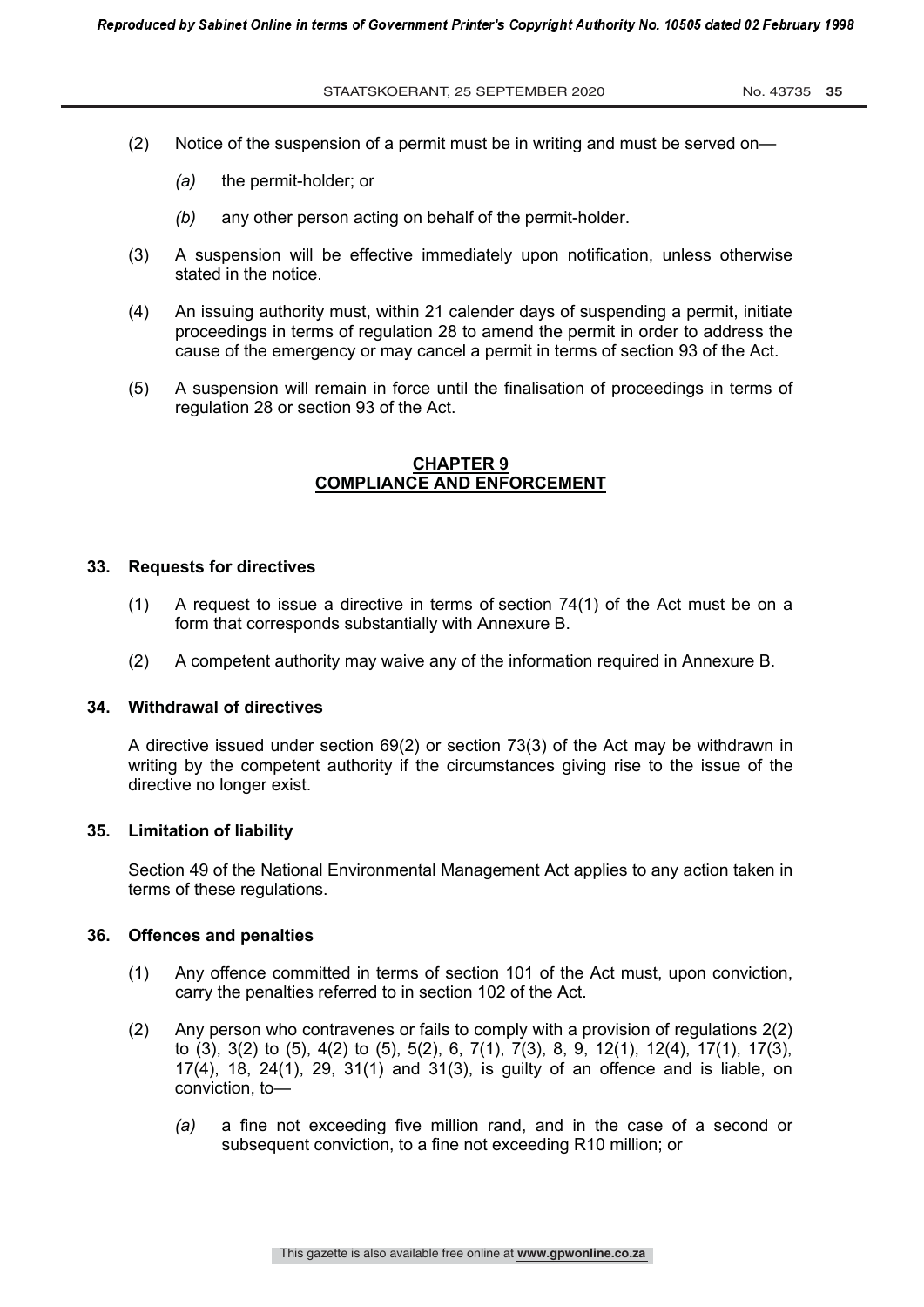(2) Notice of the suspension of a permit must be in writing and must be served on—

*(a)* the permit-holder; or

*(b)* any other person acting on behalf of the permit-holder.

(3) A suspension will be effective immediately upon notification, unless otherwise stated in the notice.

(4) An issuing authority must, within 21 calender days of suspending a permit, initiate proceedings in terms of regulation 28 to amend the permit in order to address the cause of the emergency or may cancel a permit in terms of section 93 of the Act.

(5) A suspension will remain in force until the finalisation of proceedings in terms of regulation 28 or section 93 of the Act.

## CHAPTER 9
## COMPLIANCE AND ENFORCEMENT

### 33. Requests for directives

(1) A request to issue a directive in terms of section 74(1) of the Act must be on a form that corresponds substantially with Annexure B.

(2) A competent authority may waive any of the information required in Annexure B.

### 34. Withdrawal of directives

A directive issued under section 69(2) or section 73(3) of the Act may be withdrawn in writing by the competent authority if the circumstances giving rise to the issue of the directive no longer exist.

### 35. Limitation of liability

Section 49 of the National Environmental Management Act applies to any action taken in terms of these regulations.

### 36. Offences and penalties

(1) Any offence committed in terms of section 101 of the Act must, upon conviction, carry the penalties referred to in section 102 of the Act.

(2) Any person who contravenes or fails to comply with a provision of regulations 2(2) to (3), 3(2) to (5), 4(2) to (5), 5(2), 6, 7(1), 7(3), 8, 9, 12(1), 12(4), 17(1), 17(3), 17(4), 18, 24(1), 29, 31(1) and 31(3), is guilty of an offence and is liable, on conviction, to—

*(a)* a fine not exceeding five million rand, and in the case of a second or subsequent conviction, to a fine not exceeding R10 million; or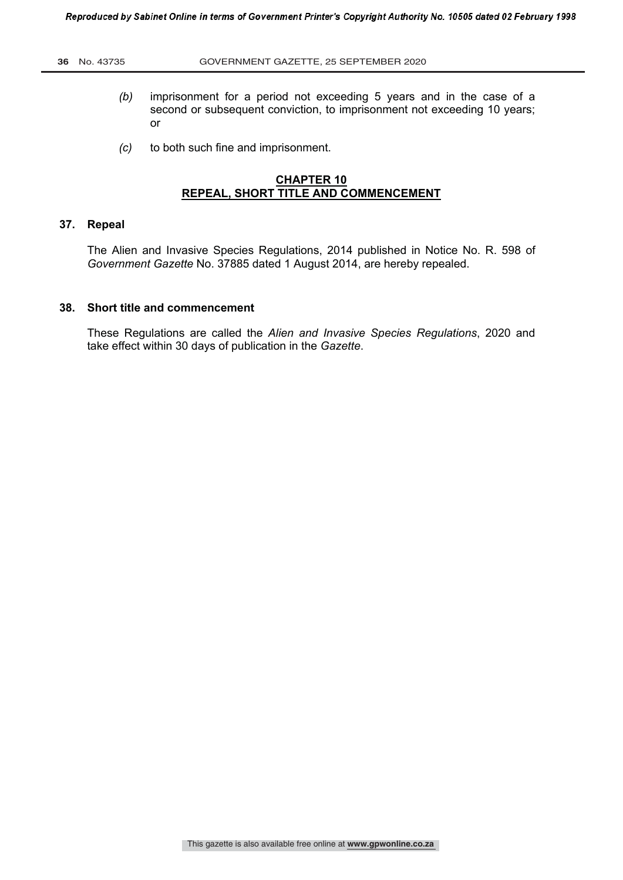*(b)* imprisonment for a period not exceeding 5 years and in the case of a second or subsequent conviction, to imprisonment not exceeding 10 years; or

*(c)* to both such fine and imprisonment.

## CHAPTER 10
## REPEAL, SHORT TITLE AND COMMENCEMENT

### 37. Repeal

The Alien and Invasive Species Regulations, 2014 published in Notice No. R. 598 of *Government Gazette* No. 37885 dated 1 August 2014, are hereby repealed.

### 38. Short title and commencement

These Regulations are called the *Alien and Invasive Species Regulations*, 2020 and take effect within 30 days of publication in the *Gazette*.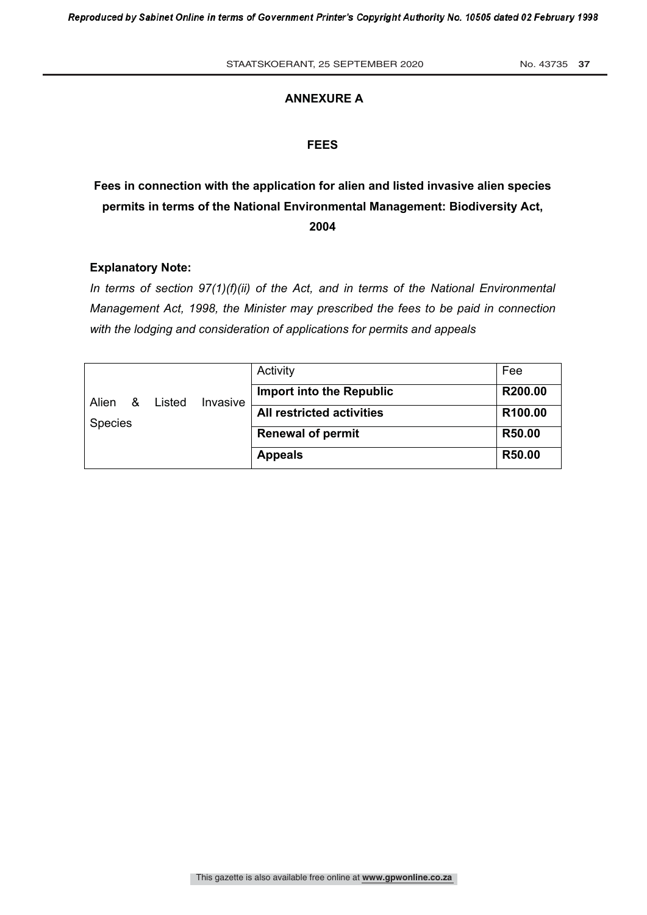## ANNEXURE A

## FEES

### Fees in connection with the application for alien and listed invasive alien species permits in terms of the National Environmental Management: Biodiversity Act, 2004

**Explanatory Note:**

*In terms of section 97(1)(f)(ii) of the Act, and in terms of the National Environmental Management Act, 1998, the Minister may prescribed the fees to be paid in connection with the lodging and consideration of applications for permits and appeals*

| | Activity | Fee |
|---|---|---|
| Alien & Listed Invasive Species | **Import into the Republic** | **R200.00** |
| | **All restricted activities** | **R100.00** |
| | **Renewal of permit** | **R50.00** |
| | **Appeals** | **R50.00** |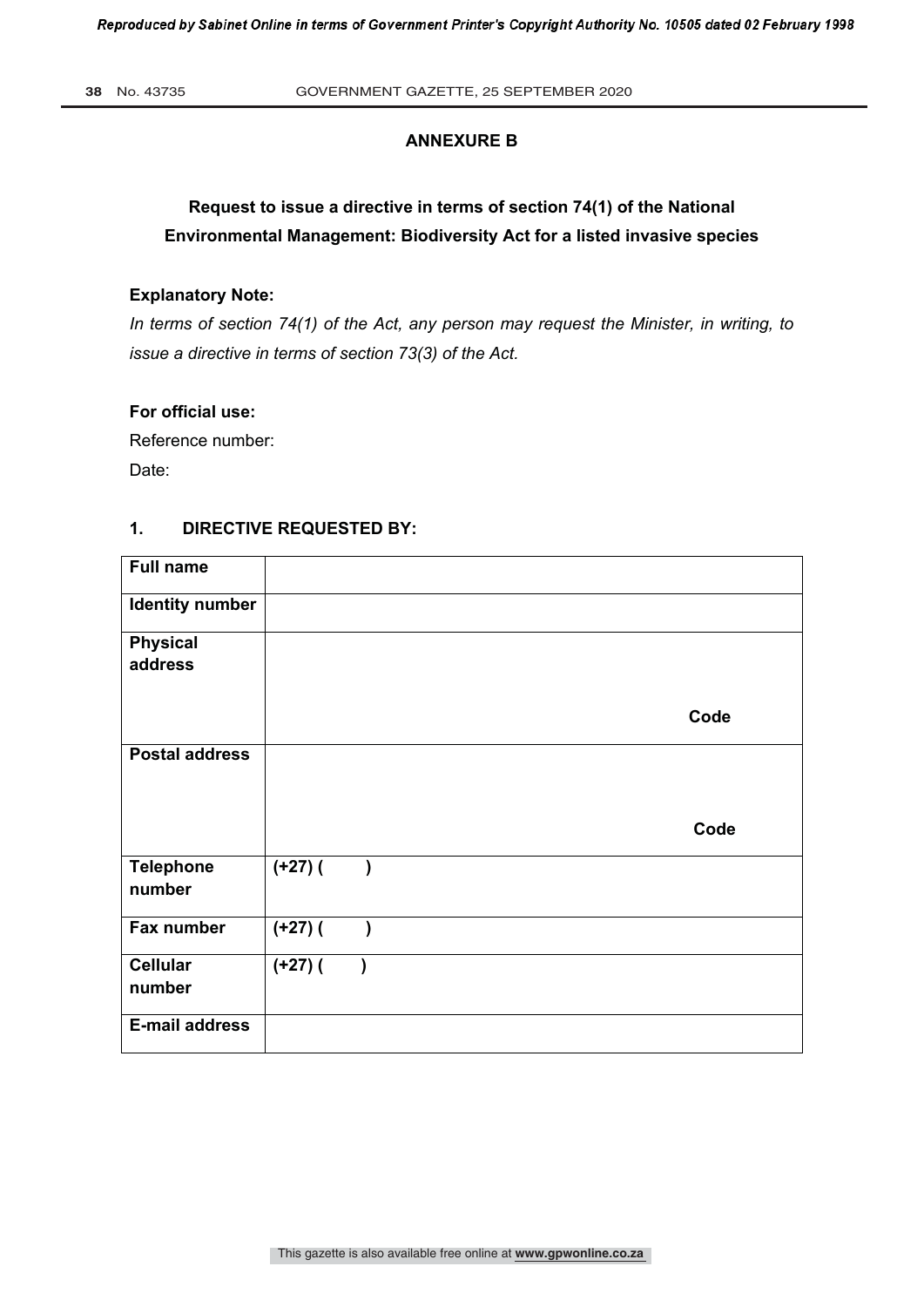## ANNEXURE B

### Request to issue a directive in terms of section 74(1) of the National Environmental Management: Biodiversity Act for a listed invasive species

**Explanatory Note:**

*In terms of section 74(1) of the Act, any person may request the Minister, in writing, to issue a directive in terms of section 73(3) of the Act.*

**For official use:**

Reference number:

Date:

### 1. DIRECTIVE REQUESTED BY:

| | |
|---|---|
| **Full name** | |
| **Identity number** | |
| **Physical address** | **Code** |
| **Postal address** | **Code** |
| **Telephone number** | **(+27) (  )** |
| **Fax number** | **(+27) (  )** |
| **Cellular number** | **(+27) (  )** |
| **E-mail address** | |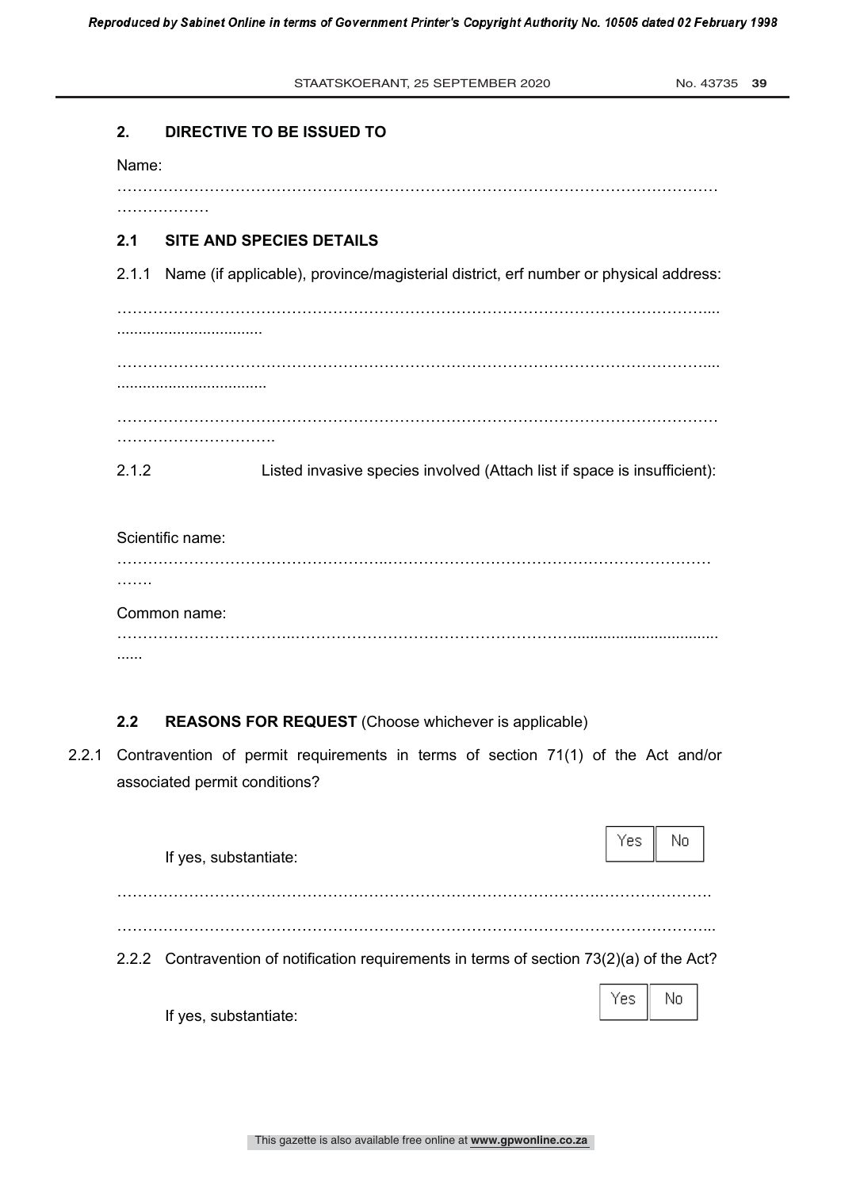## 2. DIRECTIVE TO BE ISSUED TO

Name:

………………………………………………………………………………………………………
………………

### 2.1 SITE AND SPECIES DETAILS

2.1.1 Name (if applicable), province/magisterial district, erf number or physical address:

……………………………………………………………………………………………………....
..................................

……………………………………………………………………………………………………....
...................................

………………………………………………………………………………………………………
………………………….

2.1.2 Listed invasive species involved (Attach list if space is insufficient):

Scientific name:

………………………………………….…………………………………………………………
…….

Common name:

…………………………...……………………………………………………..................................
......

### 2.2 REASONS FOR REQUEST (Choose whichever is applicable)

2.2.1 Contravention of permit requirements in terms of section 71(1) of the Act and/or associated permit conditions?

If yes, substantiate: Yes No

……………………………………………………………………………………………………….

……………………………………………………………………………………………………...

2.2.2 Contravention of notification requirements in terms of section 73(2)(a) of the Act?

If yes, substantiate: Yes No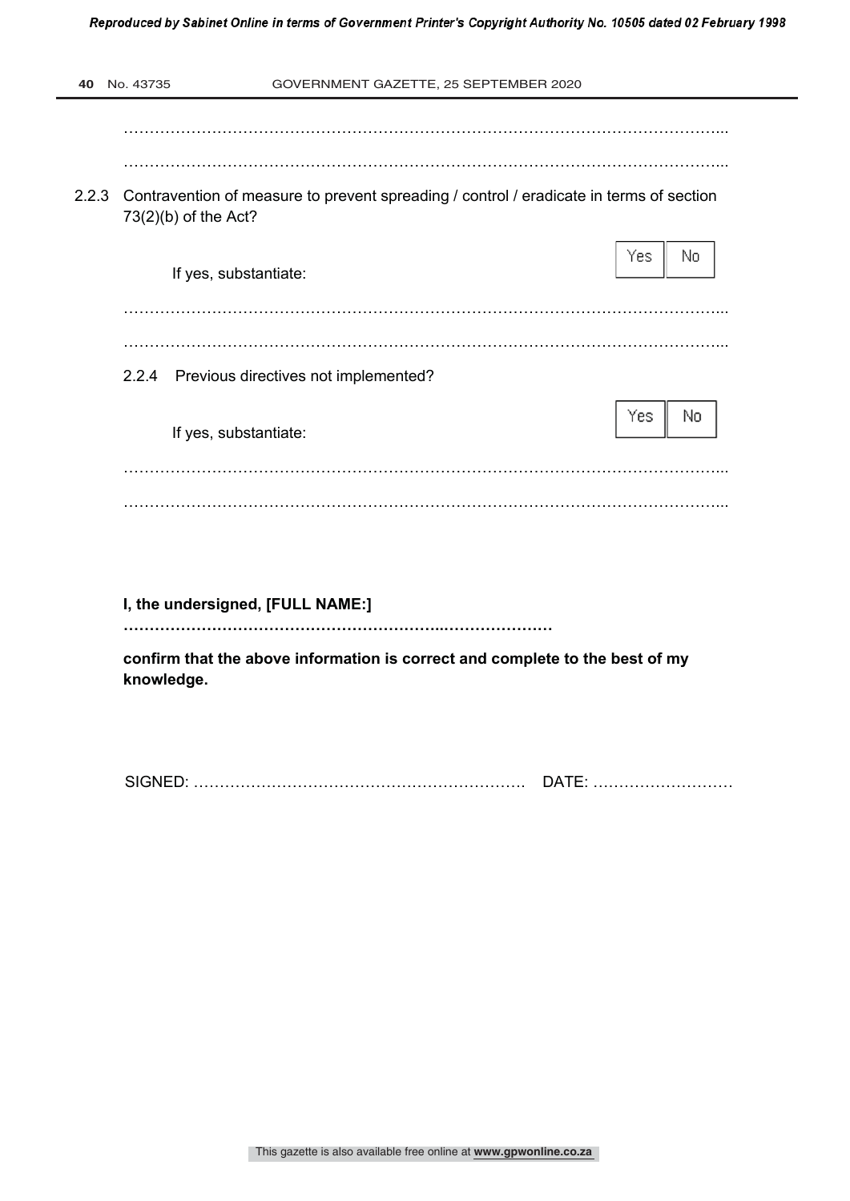…………………………………………………………………………………………………….

…………………………………………………………………………………………………….

2.2.3 Contravention of measure to prevent spreading / control / eradicate in terms of section 73(2)(b) of the Act?

If yes, substantiate: Yes No

…………………………………………………………………………………………………….

…………………………………………………………………………………………………….

2.2.4 Previous directives not implemented?

If yes, substantiate: Yes No

…………………………………………………………………………………………………….

…………………………………………………………………………………………………….

**I, the undersigned, [FULL NAME:]**

**………………………………………………………..…………………**

**confirm that the above information is correct and complete to the best of my knowledge.**

SIGNED: ……………………………………………………… DATE: ……………………